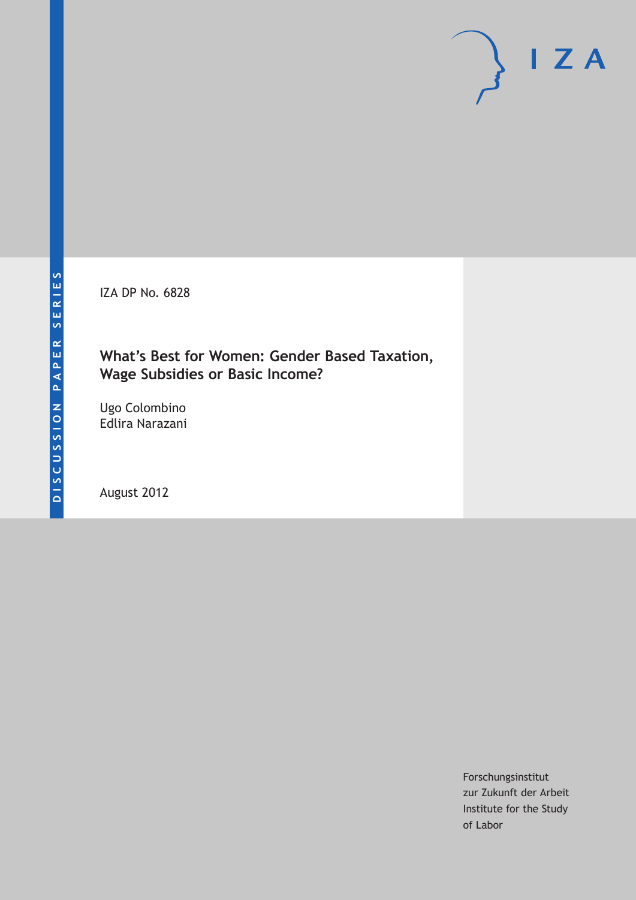DISCUSSION PAPER SERIES

IZA DP No. 6828

# What's Best for Women: Gender Based Taxation, Wage Subsidies or Basic Income?

Ugo Colombino
Edlira Narazani

August 2012

Forschungsinstitut
zur Zukunft der Arbeit
Institute for the Study
of Labor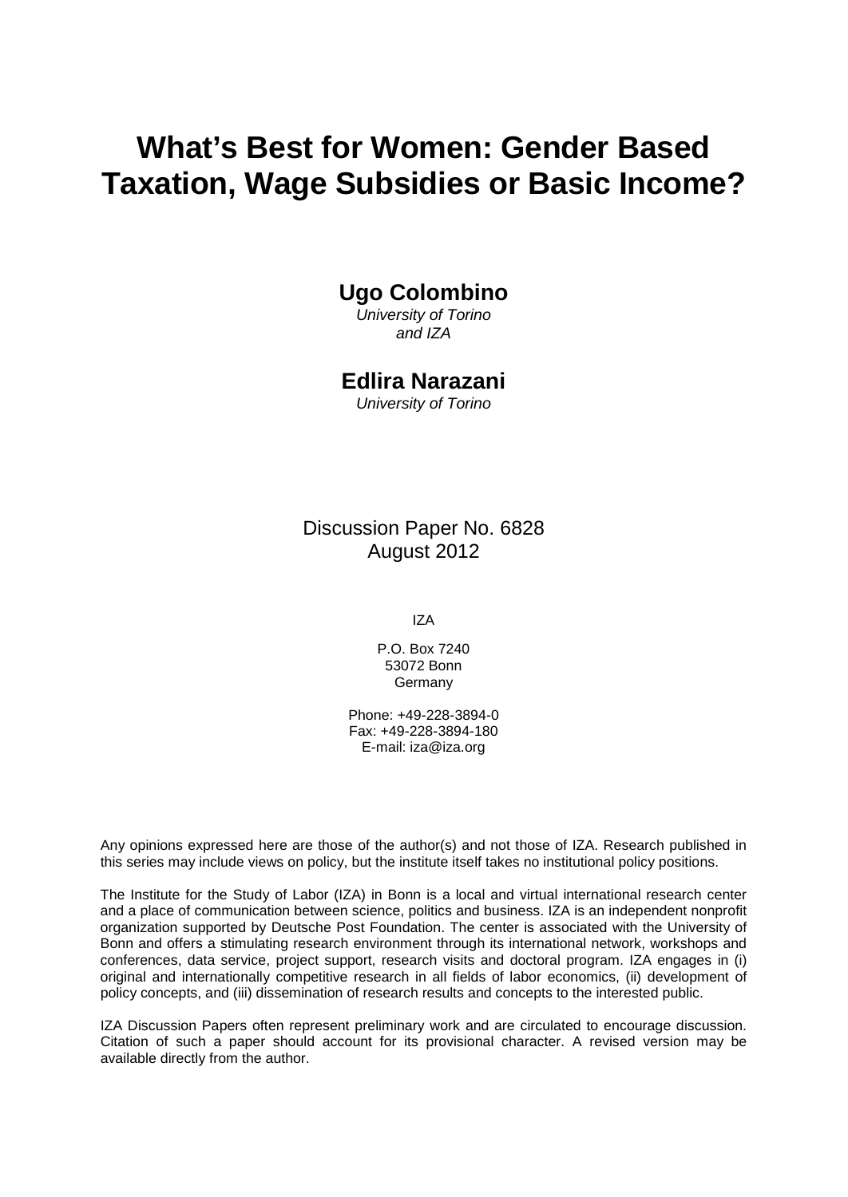# What's Best for Women: Gender Based Taxation, Wage Subsidies or Basic Income?

**Ugo Colombino**
*University of Torino*
*and IZA*

**Edlira Narazani**
*University of Torino*

Discussion Paper No. 6828
August 2012

IZA

P.O. Box 7240
53072 Bonn
Germany

Phone: +49-228-3894-0
Fax: +49-228-3894-180
E-mail: iza@iza.org

Any opinions expressed here are those of the author(s) and not those of IZA. Research published in this series may include views on policy, but the institute itself takes no institutional policy positions.

The Institute for the Study of Labor (IZA) in Bonn is a local and virtual international research center and a place of communication between science, politics and business. IZA is an independent nonprofit organization supported by Deutsche Post Foundation. The center is associated with the University of Bonn and offers a stimulating research environment through its international network, workshops and conferences, data service, project support, research visits and doctoral program. IZA engages in (i) original and internationally competitive research in all fields of labor economics, (ii) development of policy concepts, and (iii) dissemination of research results and concepts to the interested public.

IZA Discussion Papers often represent preliminary work and are circulated to encourage discussion. Citation of such a paper should account for its provisional character. A revised version may be available directly from the author.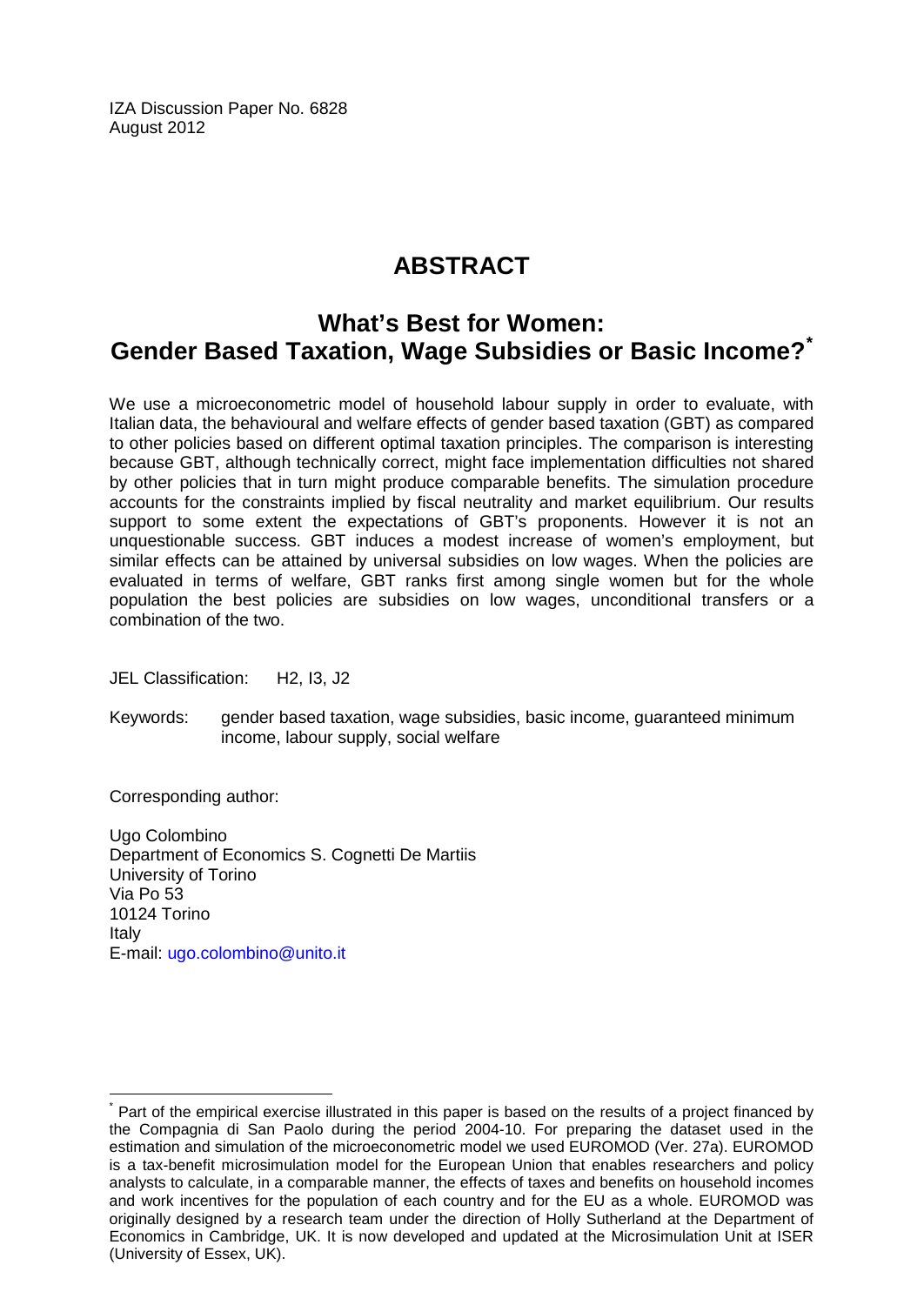IZA Discussion Paper No. 6828
August 2012

# ABSTRACT

## What's Best for Women: Gender Based Taxation, Wage Subsidies or Basic Income?*

We use a microeconometric model of household labour supply in order to evaluate, with Italian data, the behavioural and welfare effects of gender based taxation (GBT) as compared to other policies based on different optimal taxation principles. The comparison is interesting because GBT, although technically correct, might face implementation difficulties not shared by other policies that in turn might produce comparable benefits. The simulation procedure accounts for the constraints implied by fiscal neutrality and market equilibrium. Our results support to some extent the expectations of GBT's proponents. However it is not an unquestionable success. GBT induces a modest increase of women's employment, but similar effects can be attained by universal subsidies on low wages. When the policies are evaluated in terms of welfare, GBT ranks first among single women but for the whole population the best policies are subsidies on low wages, unconditional transfers or a combination of the two.

JEL Classification: H2, I3, J2

Keywords: gender based taxation, wage subsidies, basic income, guaranteed minimum income, labour supply, social welfare

Corresponding author:

Ugo Colombino
Department of Economics S. Cognetti De Martiis
University of Torino
Via Po 53
10124 Torino
Italy
E-mail: ugo.colombino@unito.it

---

* Part of the empirical exercise illustrated in this paper is based on the results of a project financed by the Compagnia di San Paolo during the period 2004-10. For preparing the dataset used in the estimation and simulation of the microeconometric model we used EUROMOD (Ver. 27a). EUROMOD is a tax-benefit microsimulation model for the European Union that enables researchers and policy analysts to calculate, in a comparable manner, the effects of taxes and benefits on household incomes and work incentives for the population of each country and for the EU as a whole. EUROMOD was originally designed by a research team under the direction of Holly Sutherland at the Department of Economics in Cambridge, UK. It is now developed and updated at the Microsimulation Unit at ISER (University of Essex, UK).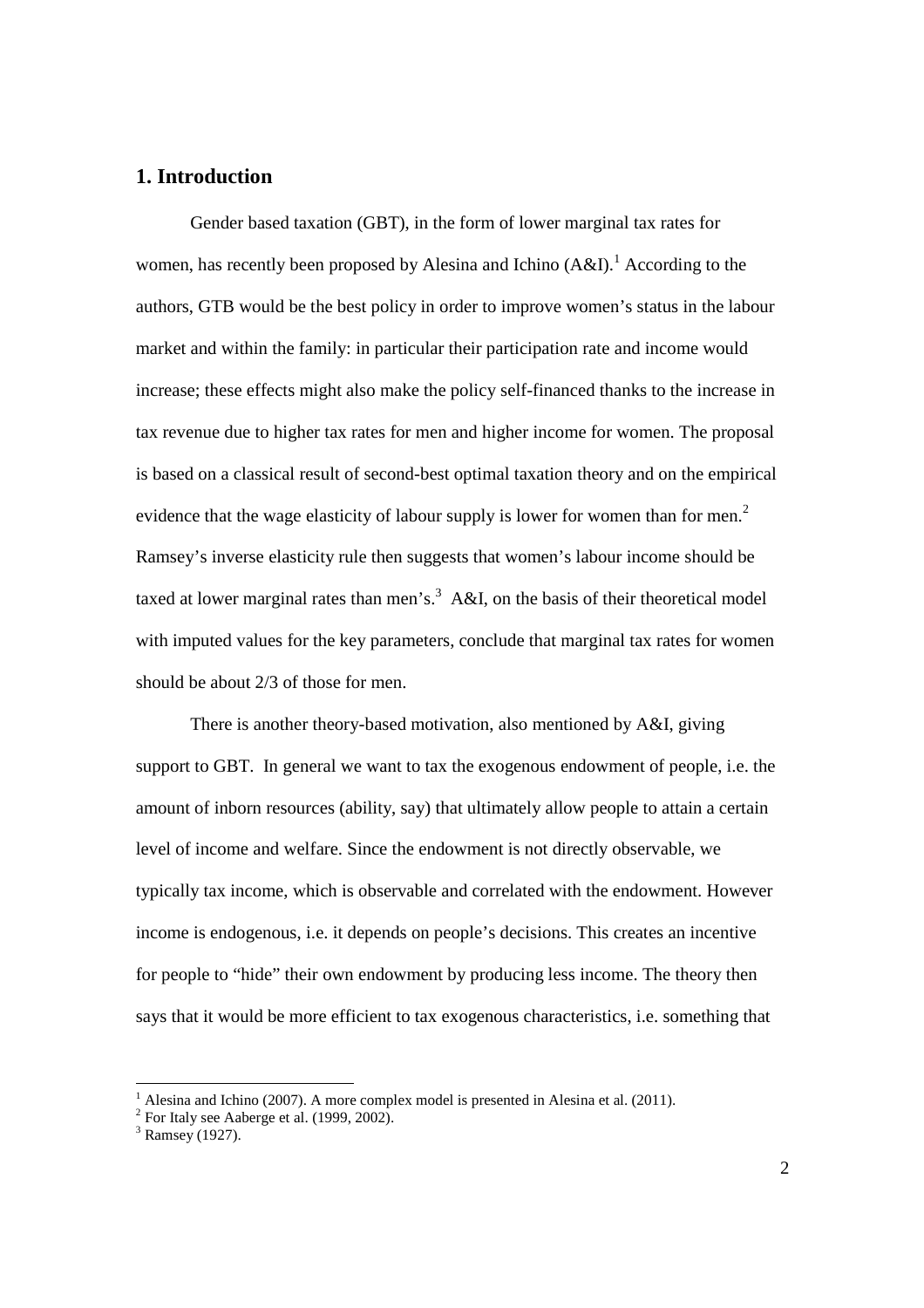## 1. Introduction

Gender based taxation (GBT), in the form of lower marginal tax rates for women, has recently been proposed by Alesina and Ichino (A&I).[1] According to the authors, GTB would be the best policy in order to improve women's status in the labour market and within the family: in particular their participation rate and income would increase; these effects might also make the policy self-financed thanks to the increase in tax revenue due to higher tax rates for men and higher income for women. The proposal is based on a classical result of second-best optimal taxation theory and on the empirical evidence that the wage elasticity of labour supply is lower for women than for men.[2] Ramsey's inverse elasticity rule then suggests that women's labour income should be taxed at lower marginal rates than men's.[3] A&I, on the basis of their theoretical model with imputed values for the key parameters, conclude that marginal tax rates for women should be about 2/3 of those for men.

There is another theory-based motivation, also mentioned by A&I, giving support to GBT. In general we want to tax the exogenous endowment of people, i.e. the amount of inborn resources (ability, say) that ultimately allow people to attain a certain level of income and welfare. Since the endowment is not directly observable, we typically tax income, which is observable and correlated with the endowment. However income is endogenous, i.e. it depends on people's decisions. This creates an incentive for people to "hide" their own endowment by producing less income. The theory then says that it would be more efficient to tax exogenous characteristics, i.e. something that

---

[1] Alesina and Ichino (2007). A more complex model is presented in Alesina et al. (2011).

[2] For Italy see Aaberge et al. (1999, 2002).

[3] Ramsey (1927).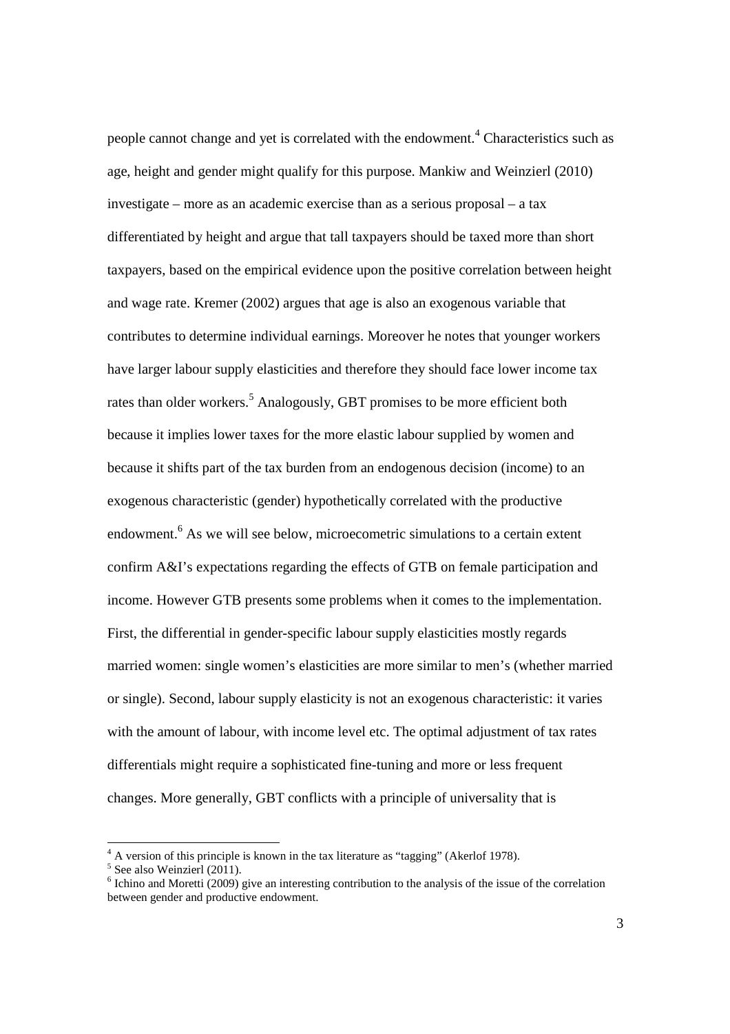people cannot change and yet is correlated with the endowment.[4] Characteristics such as age, height and gender might qualify for this purpose. Mankiw and Weinzierl (2010) investigate – more as an academic exercise than as a serious proposal – a tax differentiated by height and argue that tall taxpayers should be taxed more than short taxpayers, based on the empirical evidence upon the positive correlation between height and wage rate. Kremer (2002) argues that age is also an exogenous variable that contributes to determine individual earnings. Moreover he notes that younger workers have larger labour supply elasticities and therefore they should face lower income tax rates than older workers.[5] Analogously, GBT promises to be more efficient both because it implies lower taxes for the more elastic labour supplied by women and because it shifts part of the tax burden from an endogenous decision (income) to an exogenous characteristic (gender) hypothetically correlated with the productive endowment.[6] As we will see below, microecometric simulations to a certain extent confirm A&I's expectations regarding the effects of GTB on female participation and income. However GTB presents some problems when it comes to the implementation. First, the differential in gender-specific labour supply elasticities mostly regards married women: single women's elasticities are more similar to men's (whether married or single). Second, labour supply elasticity is not an exogenous characteristic: it varies with the amount of labour, with income level etc. The optimal adjustment of tax rates differentials might require a sophisticated fine-tuning and more or less frequent changes. More generally, GBT conflicts with a principle of universality that is

[4] A version of this principle is known in the tax literature as "tagging" (Akerlof 1978).

[5] See also Weinzierl (2011).

[6] Ichino and Moretti (2009) give an interesting contribution to the analysis of the issue of the correlation between gender and productive endowment.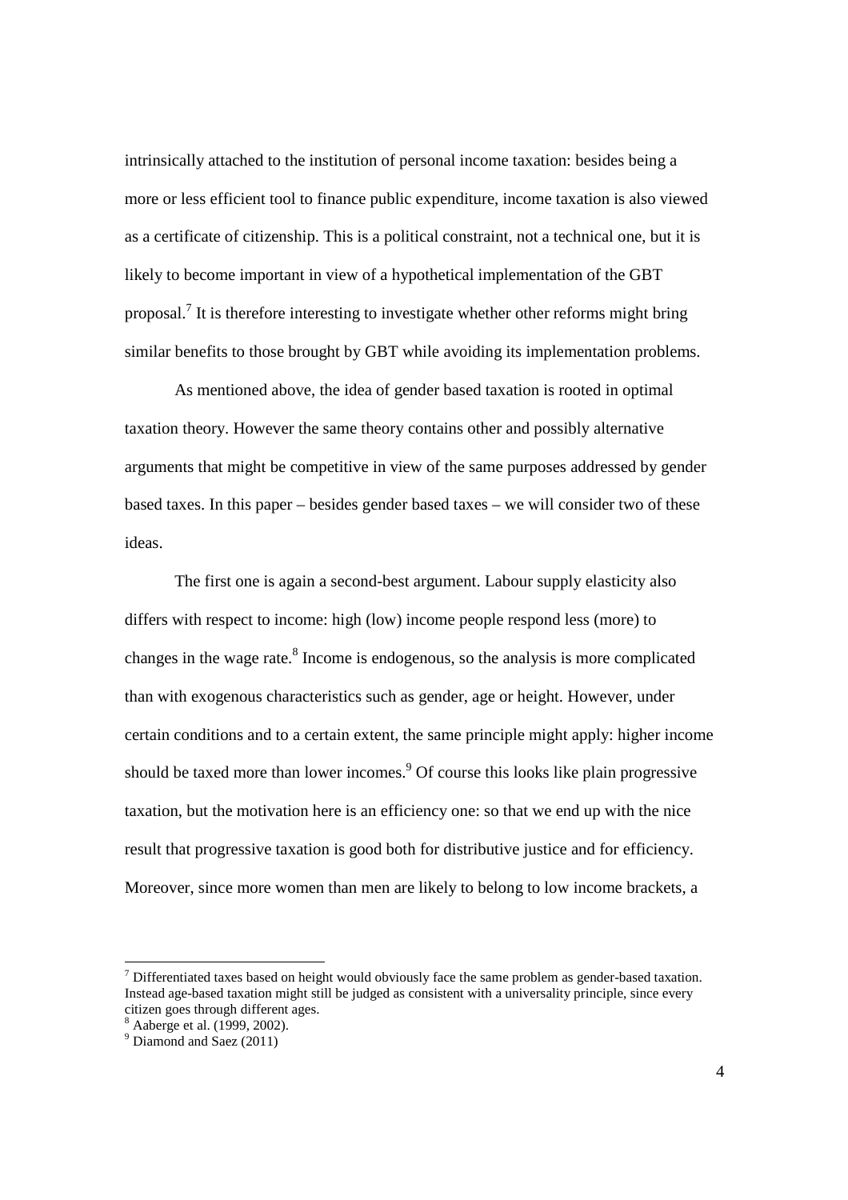intrinsically attached to the institution of personal income taxation: besides being a more or less efficient tool to finance public expenditure, income taxation is also viewed as a certificate of citizenship. This is a political constraint, not a technical one, but it is likely to become important in view of a hypothetical implementation of the GBT proposal.[7] It is therefore interesting to investigate whether other reforms might bring similar benefits to those brought by GBT while avoiding its implementation problems.

As mentioned above, the idea of gender based taxation is rooted in optimal taxation theory. However the same theory contains other and possibly alternative arguments that might be competitive in view of the same purposes addressed by gender based taxes. In this paper – besides gender based taxes – we will consider two of these ideas.

The first one is again a second-best argument. Labour supply elasticity also differs with respect to income: high (low) income people respond less (more) to changes in the wage rate.[8] Income is endogenous, so the analysis is more complicated than with exogenous characteristics such as gender, age or height. However, under certain conditions and to a certain extent, the same principle might apply: higher income should be taxed more than lower incomes.[9] Of course this looks like plain progressive taxation, but the motivation here is an efficiency one: so that we end up with the nice result that progressive taxation is good both for distributive justice and for efficiency. Moreover, since more women than men are likely to belong to low income brackets, a

---

[7] Differentiated taxes based on height would obviously face the same problem as gender-based taxation. Instead age-based taxation might still be judged as consistent with a universality principle, since every citizen goes through different ages.

[8] Aaberge et al. (1999, 2002).

[9] Diamond and Saez (2011)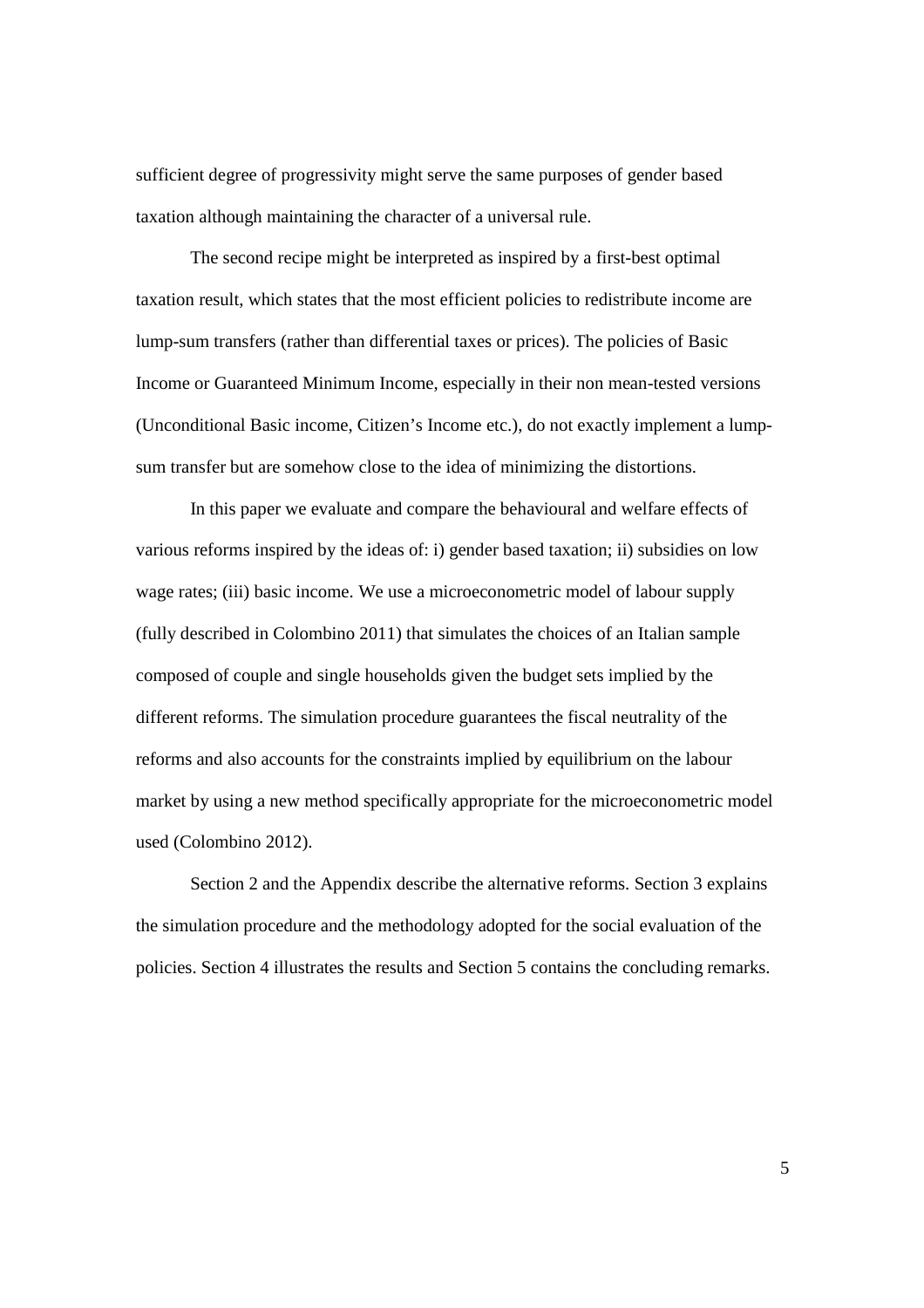sufficient degree of progressivity might serve the same purposes of gender based taxation although maintaining the character of a universal rule.

The second recipe might be interpreted as inspired by a first-best optimal taxation result, which states that the most efficient policies to redistribute income are lump-sum transfers (rather than differential taxes or prices). The policies of Basic Income or Guaranteed Minimum Income, especially in their non mean-tested versions (Unconditional Basic income, Citizen's Income etc.), do not exactly implement a lump-sum transfer but are somehow close to the idea of minimizing the distortions.

In this paper we evaluate and compare the behavioural and welfare effects of various reforms inspired by the ideas of: i) gender based taxation; ii) subsidies on low wage rates; (iii) basic income. We use a microeconometric model of labour supply (fully described in Colombino 2011) that simulates the choices of an Italian sample composed of couple and single households given the budget sets implied by the different reforms. The simulation procedure guarantees the fiscal neutrality of the reforms and also accounts for the constraints implied by equilibrium on the labour market by using a new method specifically appropriate for the microeconometric model used (Colombino 2012).

Section 2 and the Appendix describe the alternative reforms. Section 3 explains the simulation procedure and the methodology adopted for the social evaluation of the policies. Section 4 illustrates the results and Section 5 contains the concluding remarks.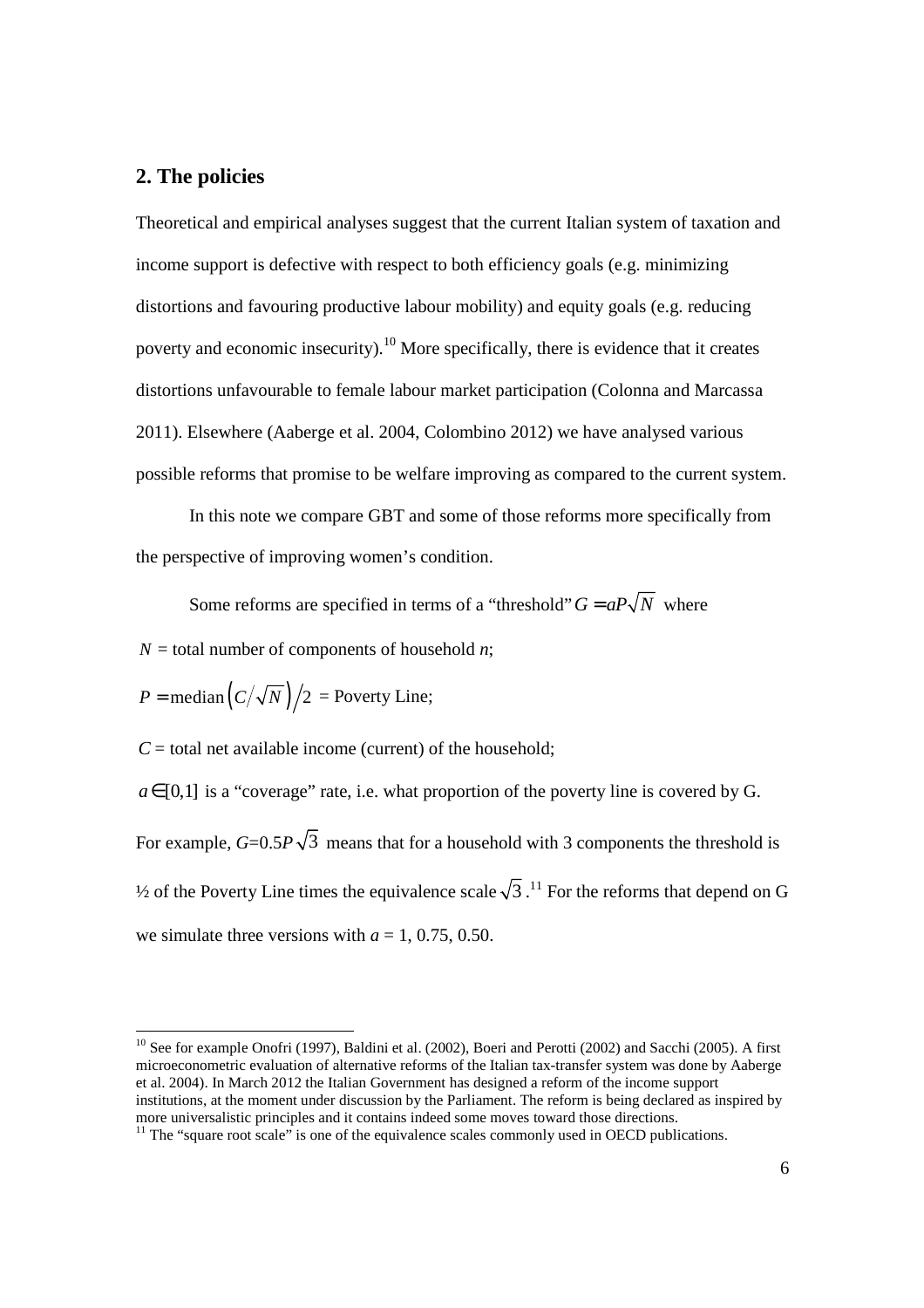## 2. The policies

Theoretical and empirical analyses suggest that the current Italian system of taxation and income support is defective with respect to both efficiency goals (e.g. minimizing distortions and favouring productive labour mobility) and equity goals (e.g. reducing poverty and economic insecurity).[10] More specifically, there is evidence that it creates distortions unfavourable to female labour market participation (Colonna and Marcassa 2011). Elsewhere (Aaberge et al. 2004, Colombino 2012) we have analysed various possible reforms that promise to be welfare improving as compared to the current system.

In this note we compare GBT and some of those reforms more specifically from the perspective of improving women's condition.

Some reforms are specified in terms of a "threshold" $G = aP\sqrt{N}$ where

$N$ = total number of components of household $n$;

$P = \text{median}\left(C/\sqrt{N}\right)/2$ = Poverty Line;

$C$ = total net available income (current) of the household;

$a \in [0,1]$ is a "coverage" rate, i.e. what proportion of the poverty line is covered by G.

For example, $G$=0.5$P\sqrt{3}$ means that for a household with 3 components the threshold is ½ of the Poverty Line times the equivalence scale $\sqrt{3}$.[11] For the reforms that depend on G we simulate three versions with $a$ = 1, 0.75, 0.50.

---

[10] See for example Onofri (1997), Baldini et al. (2002), Boeri and Perotti (2002) and Sacchi (2005). A first microeconometric evaluation of alternative reforms of the Italian tax-transfer system was done by Aaberge et al. 2004). In March 2012 the Italian Government has designed a reform of the income support institutions, at the moment under discussion by the Parliament. The reform is being declared as inspired by more universalistic principles and it contains indeed some moves toward those directions.

[11] The "square root scale" is one of the equivalence scales commonly used in OECD publications.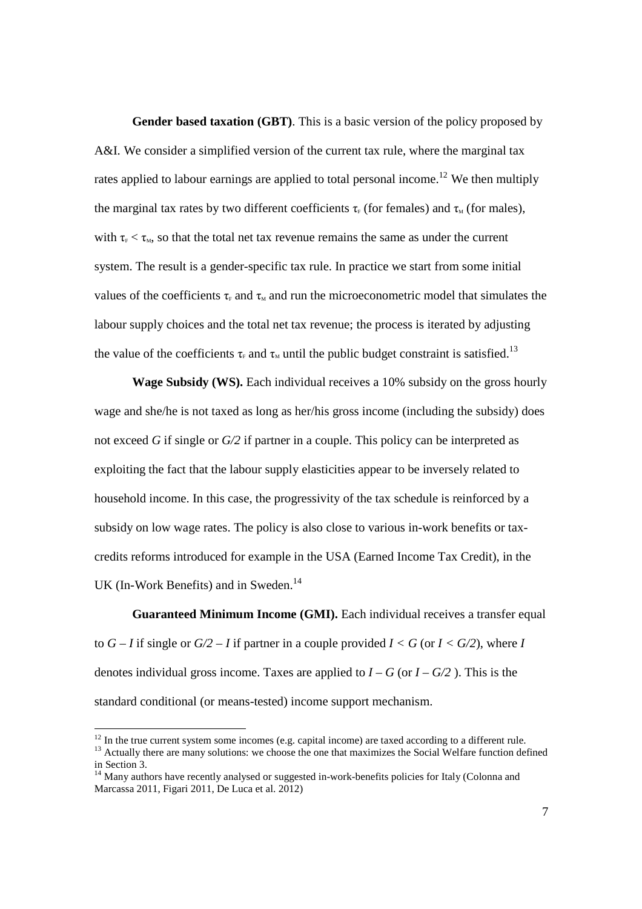**Gender based taxation (GBT)**. This is a basic version of the policy proposed by A&I. We consider a simplified version of the current tax rule, where the marginal tax rates applied to labour earnings are applied to total personal income.[12] We then multiply the marginal tax rates by two different coefficients $\tau_F$ (for females) and $\tau_M$ (for males), with $\tau_F < \tau_M$, so that the total net tax revenue remains the same as under the current system. The result is a gender-specific tax rule. In practice we start from some initial values of the coefficients $\tau_F$ and $\tau_M$ and run the microeconometric model that simulates the labour supply choices and the total net tax revenue; the process is iterated by adjusting the value of the coefficients $\tau_F$ and $\tau_M$ until the public budget constraint is satisfied.[13]

**Wage Subsidy (WS).** Each individual receives a 10% subsidy on the gross hourly wage and she/he is not taxed as long as her/his gross income (including the subsidy) does not exceed $G$ if single or $G/2$ if partner in a couple. This policy can be interpreted as exploiting the fact that the labour supply elasticities appear to be inversely related to household income. In this case, the progressivity of the tax schedule is reinforced by a subsidy on low wage rates. The policy is also close to various in-work benefits or tax-credits reforms introduced for example in the USA (Earned Income Tax Credit), in the UK (In-Work Benefits) and in Sweden.[14]

**Guaranteed Minimum Income (GMI).** Each individual receives a transfer equal to $G - I$ if single or $G/2 - I$ if partner in a couple provided $I < G$ (or $I < G/2$), where $I$ denotes individual gross income. Taxes are applied to $I - G$ (or $I - G/2$ ). This is the standard conditional (or means-tested) income support mechanism.

---

[12] In the true current system some incomes (e.g. capital income) are taxed according to a different rule.

[13] Actually there are many solutions: we choose the one that maximizes the Social Welfare function defined in Section 3.

[14] Many authors have recently analysed or suggested in-work-benefits policies for Italy (Colonna and Marcassa 2011, Figari 2011, De Luca et al. 2012)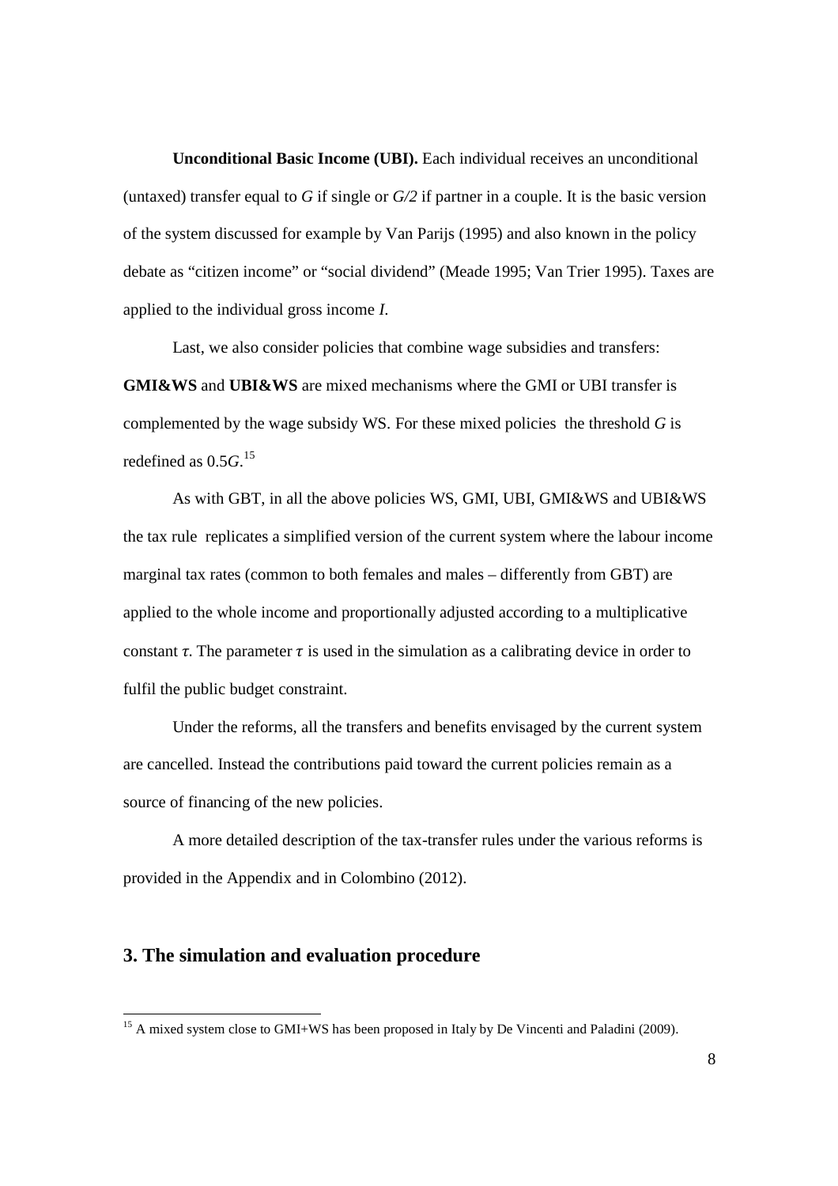**Unconditional Basic Income (UBI).** Each individual receives an unconditional (untaxed) transfer equal to *G* if single or *G/2* if partner in a couple. It is the basic version of the system discussed for example by Van Parijs (1995) and also known in the policy debate as "citizen income" or "social dividend" (Meade 1995; Van Trier 1995). Taxes are applied to the individual gross income *I*.

Last, we also consider policies that combine wage subsidies and transfers: **GMI&WS** and **UBI&WS** are mixed mechanisms where the GMI or UBI transfer is complemented by the wage subsidy WS. For these mixed policies the threshold *G* is redefined as 0.5*G*.[15]

As with GBT, in all the above policies WS, GMI, UBI, GMI&WS and UBI&WS the tax rule replicates a simplified version of the current system where the labour income marginal tax rates (common to both females and males – differently from GBT) are applied to the whole income and proportionally adjusted according to a multiplicative constant $\tau$. The parameter $\tau$ is used in the simulation as a calibrating device in order to fulfil the public budget constraint.

Under the reforms, all the transfers and benefits envisaged by the current system are cancelled. Instead the contributions paid toward the current policies remain as a source of financing of the new policies.

A more detailed description of the tax-transfer rules under the various reforms is provided in the Appendix and in Colombino (2012).

## 3. The simulation and evaluation procedure

[15] A mixed system close to GMI+WS has been proposed in Italy by De Vincenti and Paladini (2009).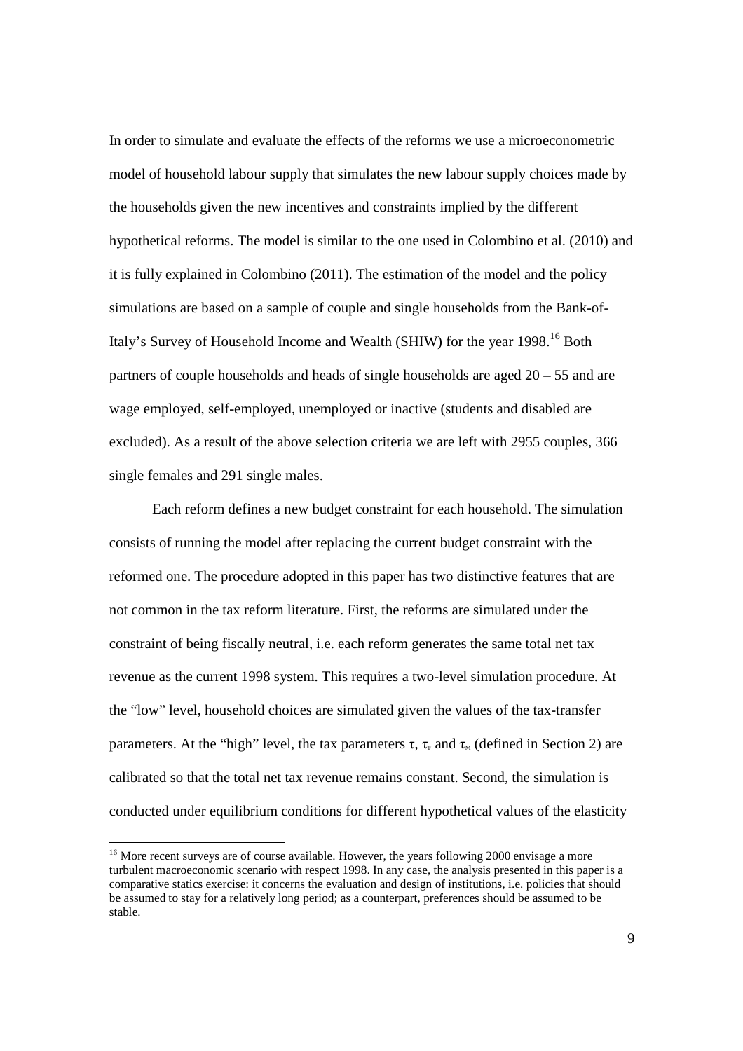In order to simulate and evaluate the effects of the reforms we use a microeconometric model of household labour supply that simulates the new labour supply choices made by the households given the new incentives and constraints implied by the different hypothetical reforms. The model is similar to the one used in Colombino et al. (2010) and it is fully explained in Colombino (2011). The estimation of the model and the policy simulations are based on a sample of couple and single households from the Bank-of-Italy's Survey of Household Income and Wealth (SHIW) for the year 1998.[16] Both partners of couple households and heads of single households are aged 20 – 55 and are wage employed, self-employed, unemployed or inactive (students and disabled are excluded). As a result of the above selection criteria we are left with 2955 couples, 366 single females and 291 single males.

Each reform defines a new budget constraint for each household. The simulation consists of running the model after replacing the current budget constraint with the reformed one. The procedure adopted in this paper has two distinctive features that are not common in the tax reform literature. First, the reforms are simulated under the constraint of being fiscally neutral, i.e. each reform generates the same total net tax revenue as the current 1998 system. This requires a two-level simulation procedure. At the "low" level, household choices are simulated given the values of the tax-transfer parameters. At the "high" level, the tax parameters $\tau$, $\tau_F$ and $\tau_M$ (defined in Section 2) are calibrated so that the total net tax revenue remains constant. Second, the simulation is conducted under equilibrium conditions for different hypothetical values of the elasticity

[16] More recent surveys are of course available. However, the years following 2000 envisage a more turbulent macroeconomic scenario with respect 1998. In any case, the analysis presented in this paper is a comparative statics exercise: it concerns the evaluation and design of institutions, i.e. policies that should be assumed to stay for a relatively long period; as a counterpart, preferences should be assumed to be stable.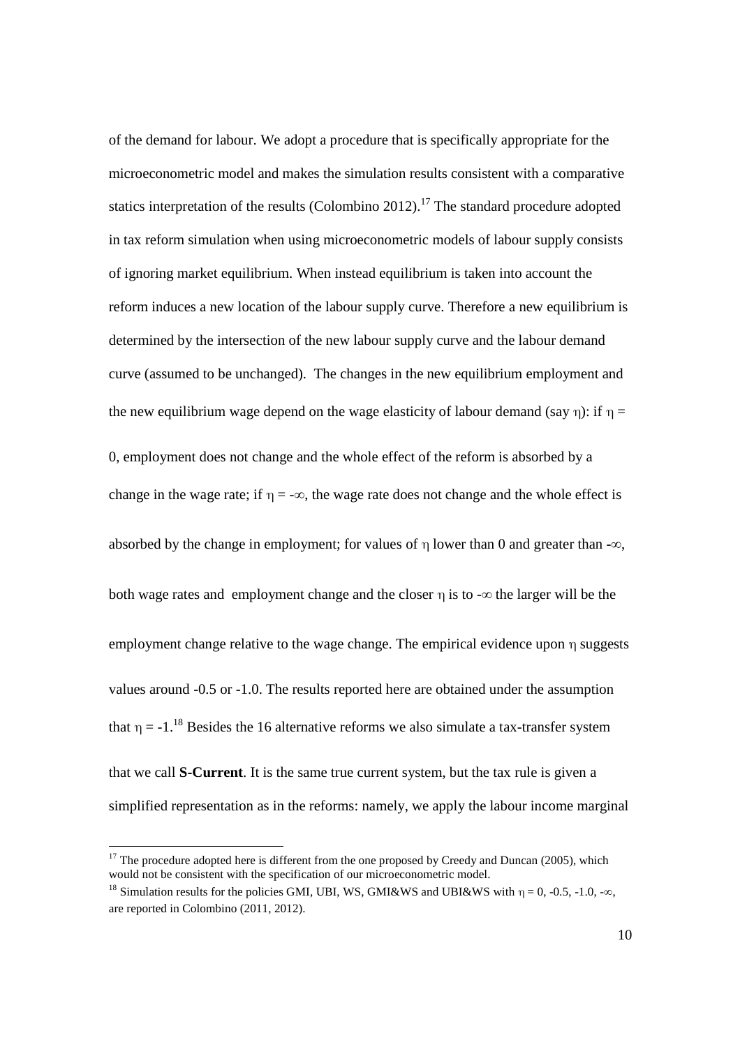of the demand for labour. We adopt a procedure that is specifically appropriate for the microeconometric model and makes the simulation results consistent with a comparative statics interpretation of the results (Colombino 2012).[17] The standard procedure adopted in tax reform simulation when using microeconometric models of labour supply consists of ignoring market equilibrium. When instead equilibrium is taken into account the reform induces a new location of the labour supply curve. Therefore a new equilibrium is determined by the intersection of the new labour supply curve and the labour demand curve (assumed to be unchanged). The changes in the new equilibrium employment and the new equilibrium wage depend on the wage elasticity of labour demand (say $\eta$): if $\eta = 0$, employment does not change and the whole effect of the reform is absorbed by a change in the wage rate; if $\eta = -\infty$, the wage rate does not change and the whole effect is absorbed by the change in employment; for values of $\eta$ lower than 0 and greater than $-\infty$, both wage rates and employment change and the closer $\eta$ is to $-\infty$ the larger will be the employment change relative to the wage change. The empirical evidence upon $\eta$ suggests values around -0.5 or -1.0. The results reported here are obtained under the assumption that $\eta = -1$.[18] Besides the 16 alternative reforms we also simulate a tax-transfer system that we call **S-Current**. It is the same true current system, but the tax rule is given a simplified representation as in the reforms: namely, we apply the labour income marginal

---

[17] The procedure adopted here is different from the one proposed by Creedy and Duncan (2005), which would not be consistent with the specification of our microeconometric model.

[18] Simulation results for the policies GMI, UBI, WS, GMI&WS and UBI&WS with $\eta = 0, -0.5, -1.0, -\infty$, are reported in Colombino (2011, 2012).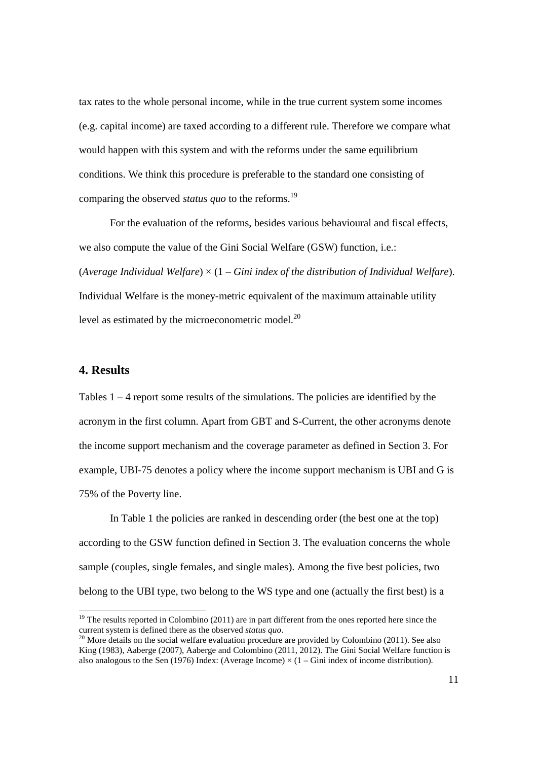tax rates to the whole personal income, while in the true current system some incomes (e.g. capital income) are taxed according to a different rule. Therefore we compare what would happen with this system and with the reforms under the same equilibrium conditions. We think this procedure is preferable to the standard one consisting of comparing the observed *status quo* to the reforms.[19]

For the evaluation of the reforms, besides various behavioural and fiscal effects, we also compute the value of the Gini Social Welfare (GSW) function, i.e.: (*Average Individual Welfare*) × (1 – *Gini index of the distribution of Individual Welfare*). Individual Welfare is the money-metric equivalent of the maximum attainable utility level as estimated by the microeconometric model.[20]

## 4. Results

Tables 1 – 4 report some results of the simulations. The policies are identified by the acronym in the first column. Apart from GBT and S-Current, the other acronyms denote the income support mechanism and the coverage parameter as defined in Section 3. For example, UBI-75 denotes a policy where the income support mechanism is UBI and G is 75% of the Poverty line.

In Table 1 the policies are ranked in descending order (the best one at the top) according to the GSW function defined in Section 3. The evaluation concerns the whole sample (couples, single females, and single males). Among the five best policies, two belong to the UBI type, two belong to the WS type and one (actually the first best) is a

---

[19] The results reported in Colombino (2011) are in part different from the ones reported here since the current system is defined there as the observed *status quo*.

[20] More details on the social welfare evaluation procedure are provided by Colombino (2011). See also King (1983), Aaberge (2007), Aaberge and Colombino (2011, 2012). The Gini Social Welfare function is also analogous to the Sen (1976) Index: (Average Income) × (1 – Gini index of income distribution).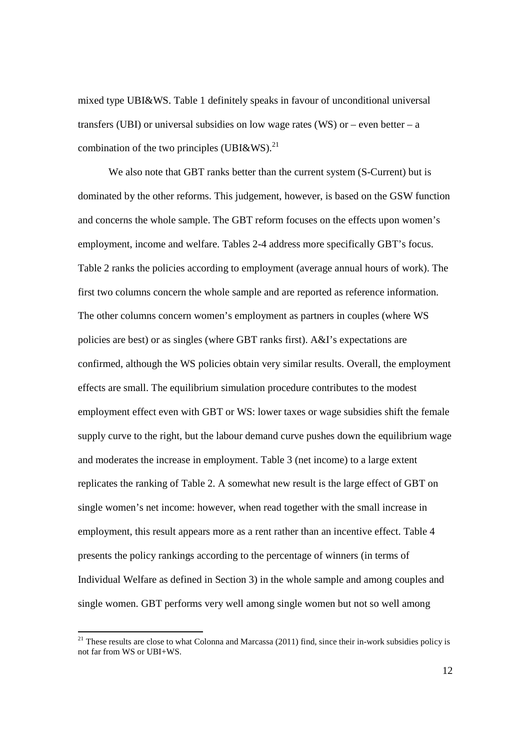mixed type UBI&WS. Table 1 definitely speaks in favour of unconditional universal transfers (UBI) or universal subsidies on low wage rates (WS) or – even better – a combination of the two principles (UBI&WS).[21]

We also note that GBT ranks better than the current system (S-Current) but is dominated by the other reforms. This judgement, however, is based on the GSW function and concerns the whole sample. The GBT reform focuses on the effects upon women's employment, income and welfare. Tables 2-4 address more specifically GBT's focus. Table 2 ranks the policies according to employment (average annual hours of work). The first two columns concern the whole sample and are reported as reference information. The other columns concern women's employment as partners in couples (where WS policies are best) or as singles (where GBT ranks first). A&I's expectations are confirmed, although the WS policies obtain very similar results. Overall, the employment effects are small. The equilibrium simulation procedure contributes to the modest employment effect even with GBT or WS: lower taxes or wage subsidies shift the female supply curve to the right, but the labour demand curve pushes down the equilibrium wage and moderates the increase in employment. Table 3 (net income) to a large extent replicates the ranking of Table 2. A somewhat new result is the large effect of GBT on single women's net income: however, when read together with the small increase in employment, this result appears more as a rent rather than an incentive effect. Table 4 presents the policy rankings according to the percentage of winners (in terms of Individual Welfare as defined in Section 3) in the whole sample and among couples and single women. GBT performs very well among single women but not so well among

[21] These results are close to what Colonna and Marcassa (2011) find, since their in-work subsidies policy is not far from WS or UBI+WS.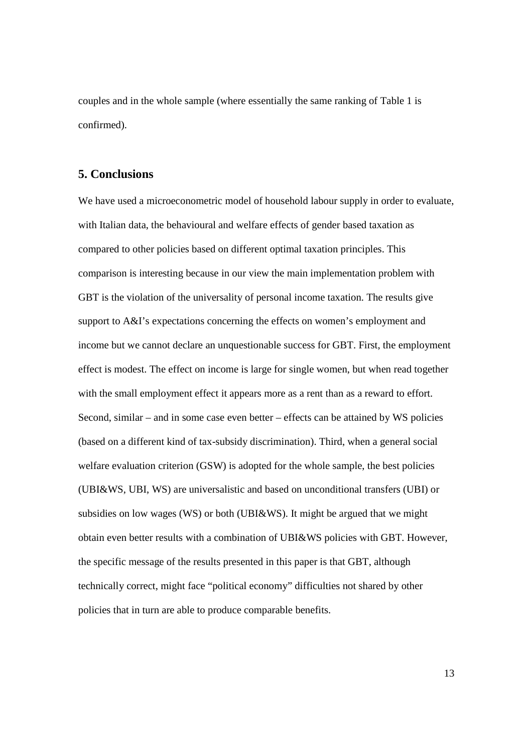couples and in the whole sample (where essentially the same ranking of Table 1 is confirmed).

## 5. Conclusions

We have used a microeconometric model of household labour supply in order to evaluate, with Italian data, the behavioural and welfare effects of gender based taxation as compared to other policies based on different optimal taxation principles. This comparison is interesting because in our view the main implementation problem with GBT is the violation of the universality of personal income taxation. The results give support to A&I's expectations concerning the effects on women's employment and income but we cannot declare an unquestionable success for GBT. First, the employment effect is modest. The effect on income is large for single women, but when read together with the small employment effect it appears more as a rent than as a reward to effort. Second, similar – and in some case even better – effects can be attained by WS policies (based on a different kind of tax-subsidy discrimination). Third, when a general social welfare evaluation criterion (GSW) is adopted for the whole sample, the best policies (UBI&WS, UBI, WS) are universalistic and based on unconditional transfers (UBI) or subsidies on low wages (WS) or both (UBI&WS). It might be argued that we might obtain even better results with a combination of UBI&WS policies with GBT. However, the specific message of the results presented in this paper is that GBT, although technically correct, might face "political economy" difficulties not shared by other policies that in turn are able to produce comparable benefits.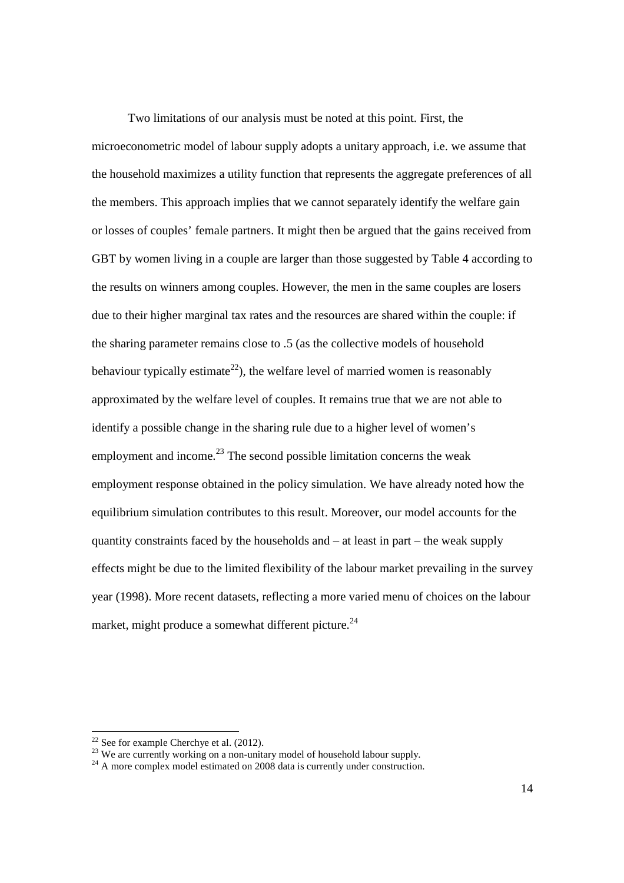Two limitations of our analysis must be noted at this point. First, the microeconometric model of labour supply adopts a unitary approach, i.e. we assume that the household maximizes a utility function that represents the aggregate preferences of all the members. This approach implies that we cannot separately identify the welfare gain or losses of couples' female partners. It might then be argued that the gains received from GBT by women living in a couple are larger than those suggested by Table 4 according to the results on winners among couples. However, the men in the same couples are losers due to their higher marginal tax rates and the resources are shared within the couple: if the sharing parameter remains close to .5 (as the collective models of household behaviour typically estimate[22]), the welfare level of married women is reasonably approximated by the welfare level of couples. It remains true that we are not able to identify a possible change in the sharing rule due to a higher level of women's employment and income.[23] The second possible limitation concerns the weak employment response obtained in the policy simulation. We have already noted how the equilibrium simulation contributes to this result. Moreover, our model accounts for the quantity constraints faced by the households and – at least in part – the weak supply effects might be due to the limited flexibility of the labour market prevailing in the survey year (1998). More recent datasets, reflecting a more varied menu of choices on the labour market, might produce a somewhat different picture.[24]

[22] See for example Cherchye et al. (2012).

[23] We are currently working on a non-unitary model of household labour supply.

[24] A more complex model estimated on 2008 data is currently under construction.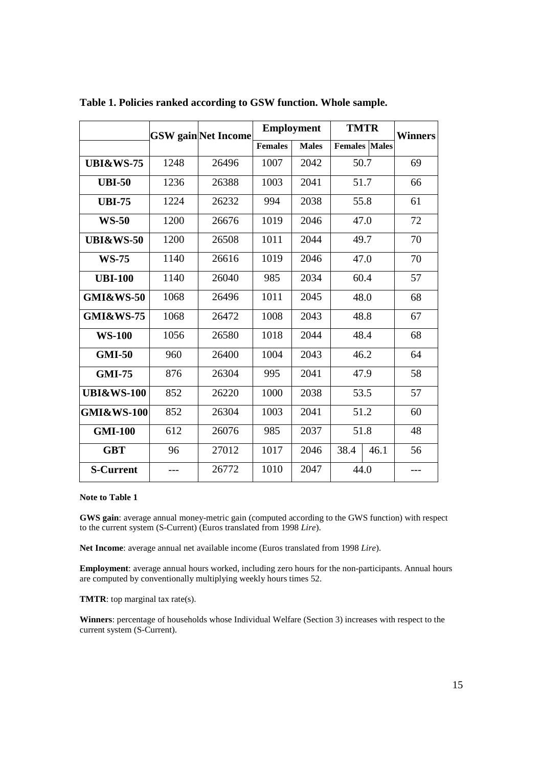**Table 1. Policies ranked according to GSW function. Whole sample.**

| | GSW gain | Net Income | Employment | | TMTR | | Winners |
|---|---|---|---|---|---|---|---|
| | | | Females | Males | Females | Males | |
| **UBI&WS-75** | 1248 | 26496 | 1007 | 2042 | 50.7 | | 69 |
| **UBI-50** | 1236 | 26388 | 1003 | 2041 | 51.7 | | 66 |
| **UBI-75** | 1224 | 26232 | 994 | 2038 | 55.8 | | 61 |
| **WS-50** | 1200 | 26676 | 1019 | 2046 | 47.0 | | 72 |
| **UBI&WS-50** | 1200 | 26508 | 1011 | 2044 | 49.7 | | 70 |
| **WS-75** | 1140 | 26616 | 1019 | 2046 | 47.0 | | 70 |
| **UBI-100** | 1140 | 26040 | 985 | 2034 | 60.4 | | 57 |
| **GMI&WS-50** | 1068 | 26496 | 1011 | 2045 | 48.0 | | 68 |
| **GMI&WS-75** | 1068 | 26472 | 1008 | 2043 | 48.8 | | 67 |
| **WS-100** | 1056 | 26580 | 1018 | 2044 | 48.4 | | 68 |
| **GMI-50** | 960 | 26400 | 1004 | 2043 | 46.2 | | 64 |
| **GMI-75** | 876 | 26304 | 995 | 2041 | 47.9 | | 58 |
| **UBI&WS-100** | 852 | 26220 | 1000 | 2038 | 53.5 | | 57 |
| **GMI&WS-100** | 852 | 26304 | 1003 | 2041 | 51.2 | | 60 |
| **GMI-100** | 612 | 26076 | 985 | 2037 | 51.8 | | 48 |
| **GBT** | 96 | 27012 | 1017 | 2046 | 38.4 | 46.1 | 56 |
| **S-Current** | --- | 26772 | 1010 | 2047 | 44.0 | | --- |

**Note to Table 1**

**GWS gain**: average annual money-metric gain (computed according to the GWS function) with respect to the current system (S-Current) (Euros translated from 1998 *Lire*).

**Net Income**: average annual net available income (Euros translated from 1998 *Lire*).

**Employment**: average annual hours worked, including zero hours for the non-participants. Annual hours are computed by conventionally multiplying weekly hours times 52.

**TMTR**: top marginal tax rate(s).

**Winners**: percentage of households whose Individual Welfare (Section 3) increases with respect to the current system (S-Current).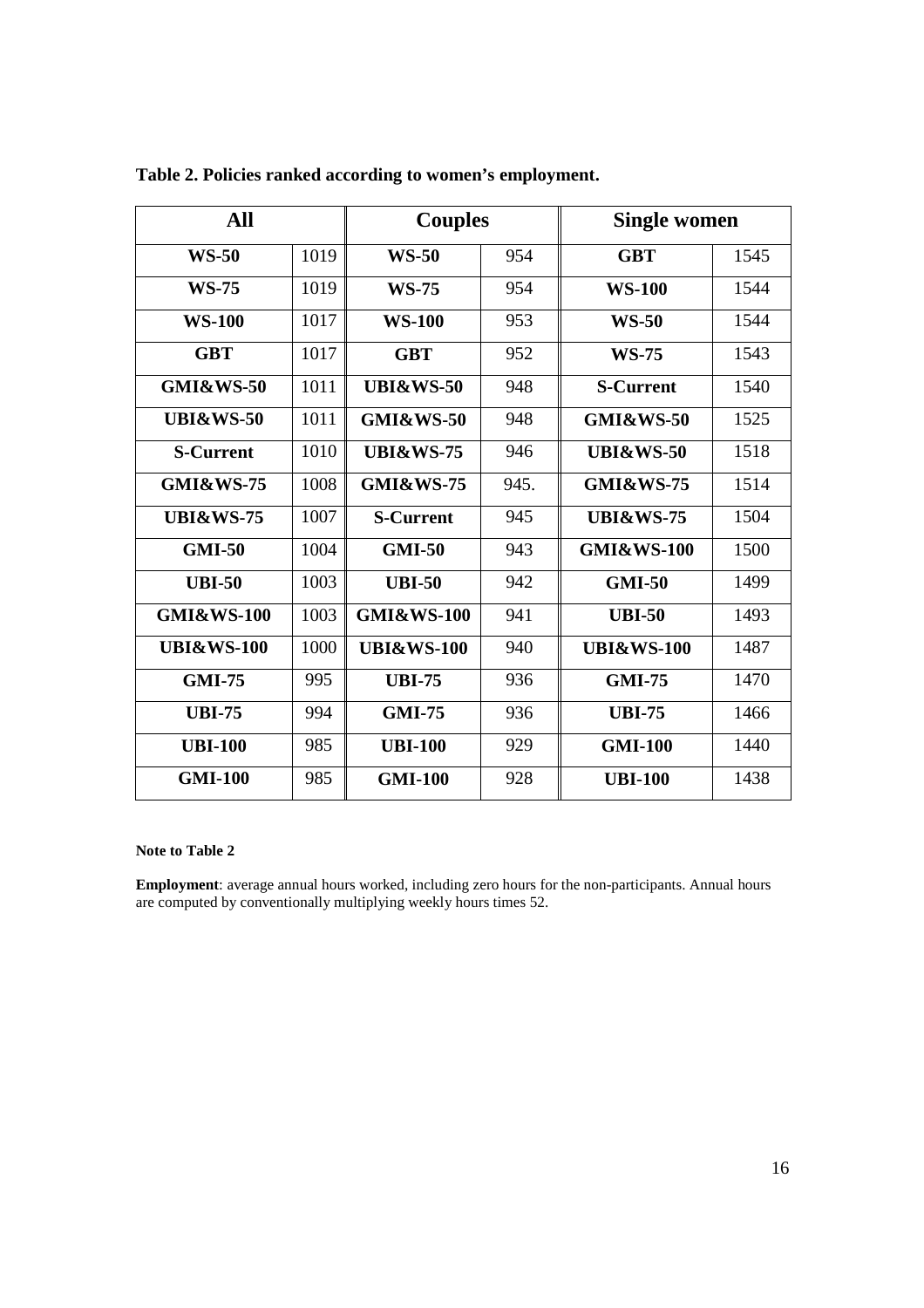**Table 2. Policies ranked according to women's employment.**

| All | | Couples | | Single women | |
|---|---|---|---|---|---|
| **WS-50** | 1019 | **WS-50** | 954 | **GBT** | 1545 |
| **WS-75** | 1019 | **WS-75** | 954 | **WS-100** | 1544 |
| **WS-100** | 1017 | **WS-100** | 953 | **WS-50** | 1544 |
| **GBT** | 1017 | **GBT** | 952 | **WS-75** | 1543 |
| **GMI&WS-50** | 1011 | **UBI&WS-50** | 948 | **S-Current** | 1540 |
| **UBI&WS-50** | 1011 | **GMI&WS-50** | 948 | **GMI&WS-50** | 1525 |
| **S-Current** | 1010 | **UBI&WS-75** | 946 | **UBI&WS-50** | 1518 |
| **GMI&WS-75** | 1008 | **GMI&WS-75** | 945. | **GMI&WS-75** | 1514 |
| **UBI&WS-75** | 1007 | **S-Current** | 945 | **UBI&WS-75** | 1504 |
| **GMI-50** | 1004 | **GMI-50** | 943 | **GMI&WS-100** | 1500 |
| **UBI-50** | 1003 | **UBI-50** | 942 | **GMI-50** | 1499 |
| **GMI&WS-100** | 1003 | **GMI&WS-100** | 941 | **UBI-50** | 1493 |
| **UBI&WS-100** | 1000 | **UBI&WS-100** | 940 | **UBI&WS-100** | 1487 |
| **GMI-75** | 995 | **UBI-75** | 936 | **GMI-75** | 1470 |
| **UBI-75** | 994 | **GMI-75** | 936 | **UBI-75** | 1466 |
| **UBI-100** | 985 | **UBI-100** | 929 | **GMI-100** | 1440 |
| **GMI-100** | 985 | **GMI-100** | 928 | **UBI-100** | 1438 |

**Note to Table 2**

**Employment**: average annual hours worked, including zero hours for the non-participants. Annual hours are computed by conventionally multiplying weekly hours times 52.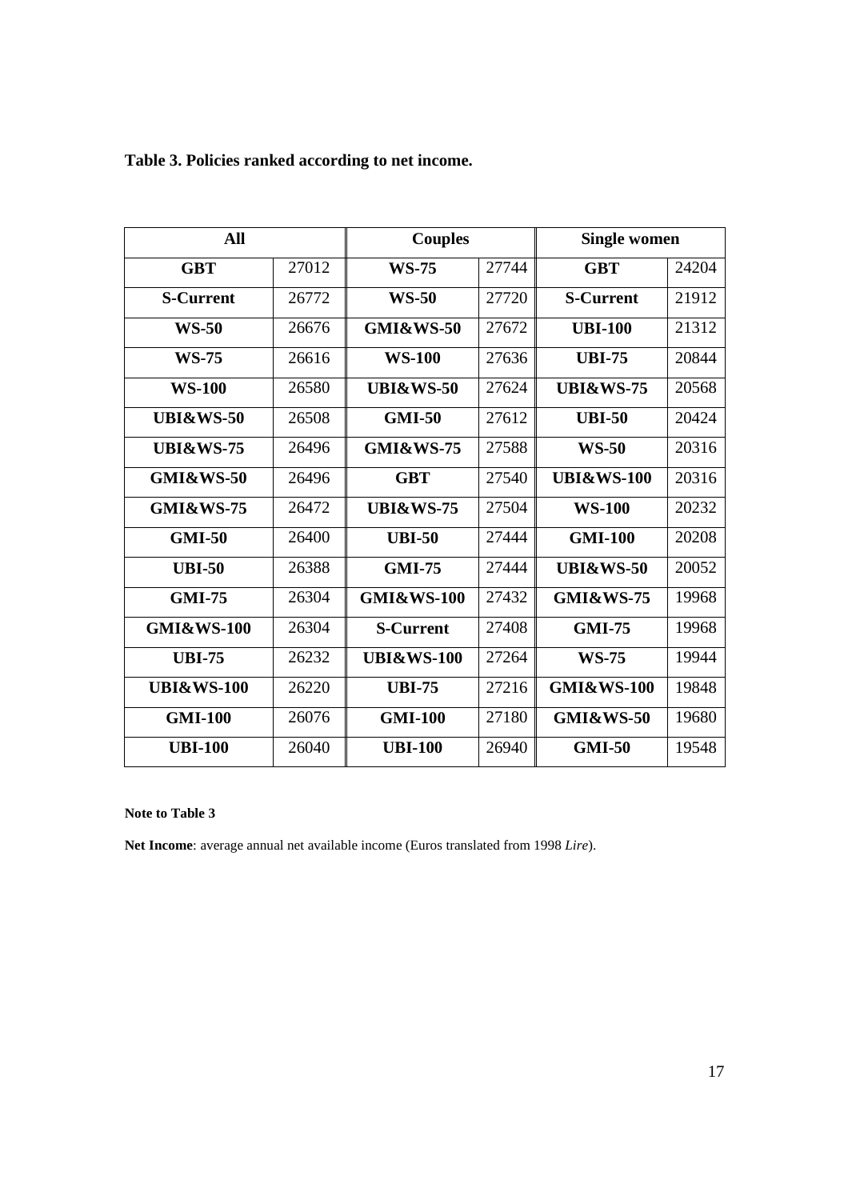**Table 3. Policies ranked according to net income.**

| **All** | | **Couples** | | **Single women** | |
|---|---|---|---|---|---|
| **GBT** | 27012 | **WS-75** | 27744 | **GBT** | 24204 |
| **S-Current** | 26772 | **WS-50** | 27720 | **S-Current** | 21912 |
| **WS-50** | 26676 | **GMI&WS-50** | 27672 | **UBI-100** | 21312 |
| **WS-75** | 26616 | **WS-100** | 27636 | **UBI-75** | 20844 |
| **WS-100** | 26580 | **UBI&WS-50** | 27624 | **UBI&WS-75** | 20568 |
| **UBI&WS-50** | 26508 | **GMI-50** | 27612 | **UBI-50** | 20424 |
| **UBI&WS-75** | 26496 | **GMI&WS-75** | 27588 | **WS-50** | 20316 |
| **GMI&WS-50** | 26496 | **GBT** | 27540 | **UBI&WS-100** | 20316 |
| **GMI&WS-75** | 26472 | **UBI&WS-75** | 27504 | **WS-100** | 20232 |
| **GMI-50** | 26400 | **UBI-50** | 27444 | **GMI-100** | 20208 |
| **UBI-50** | 26388 | **GMI-75** | 27444 | **UBI&WS-50** | 20052 |
| **GMI-75** | 26304 | **GMI&WS-100** | 27432 | **GMI&WS-75** | 19968 |
| **GMI&WS-100** | 26304 | **S-Current** | 27408 | **GMI-75** | 19968 |
| **UBI-75** | 26232 | **UBI&WS-100** | 27264 | **WS-75** | 19944 |
| **UBI&WS-100** | 26220 | **UBI-75** | 27216 | **GMI&WS-100** | 19848 |
| **GMI-100** | 26076 | **GMI-100** | 27180 | **GMI&WS-50** | 19680 |
| **UBI-100** | 26040 | **UBI-100** | 26940 | **GMI-50** | 19548 |

**Note to Table 3**

**Net Income**: average annual net available income (Euros translated from 1998 *Lire*).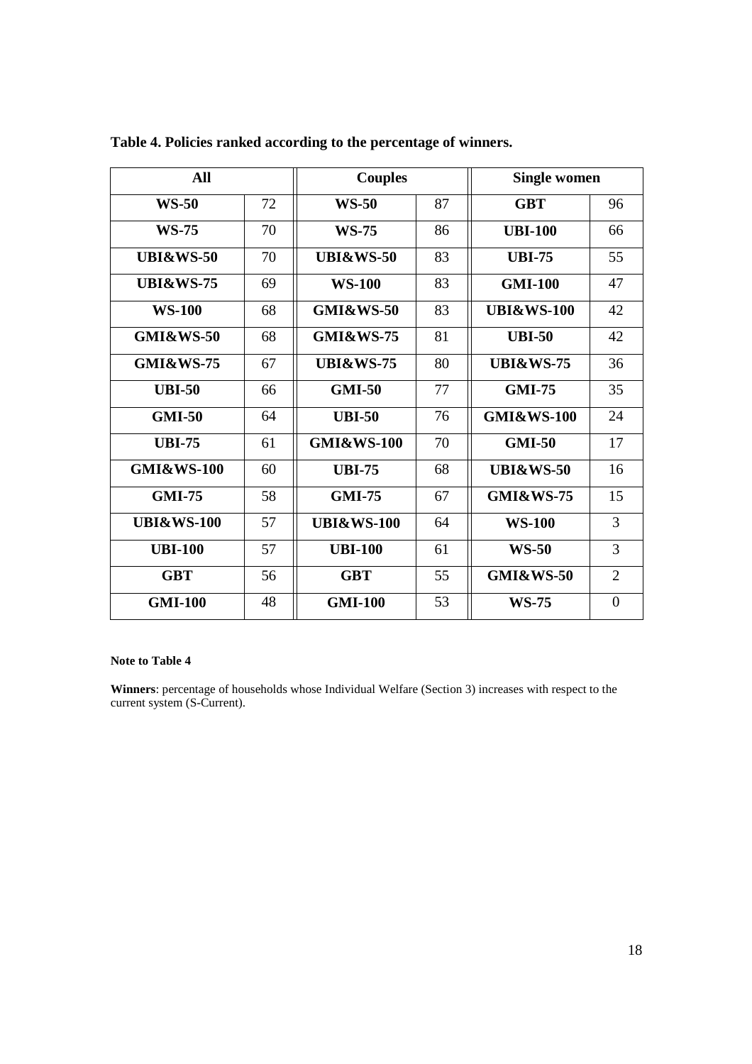**Table 4. Policies ranked according to the percentage of winners.**

| All | | Couples | | Single women | |
|---|---|---|---|---|---|
| **WS-50** | 72 | **WS-50** | 87 | **GBT** | 96 |
| **WS-75** | 70 | **WS-75** | 86 | **UBI-100** | 66 |
| **UBI&WS-50** | 70 | **UBI&WS-50** | 83 | **UBI-75** | 55 |
| **UBI&WS-75** | 69 | **WS-100** | 83 | **GMI-100** | 47 |
| **WS-100** | 68 | **GMI&WS-50** | 83 | **UBI&WS-100** | 42 |
| **GMI&WS-50** | 68 | **GMI&WS-75** | 81 | **UBI-50** | 42 |
| **GMI&WS-75** | 67 | **UBI&WS-75** | 80 | **UBI&WS-75** | 36 |
| **UBI-50** | 66 | **GMI-50** | 77 | **GMI-75** | 35 |
| **GMI-50** | 64 | **UBI-50** | 76 | **GMI&WS-100** | 24 |
| **UBI-75** | 61 | **GMI&WS-100** | 70 | **GMI-50** | 17 |
| **GMI&WS-100** | 60 | **UBI-75** | 68 | **UBI&WS-50** | 16 |
| **GMI-75** | 58 | **GMI-75** | 67 | **GMI&WS-75** | 15 |
| **UBI&WS-100** | 57 | **UBI&WS-100** | 64 | **WS-100** | 3 |
| **UBI-100** | 57 | **UBI-100** | 61 | **WS-50** | 3 |
| **GBT** | 56 | **GBT** | 55 | **GMI&WS-50** | 2 |
| **GMI-100** | 48 | **GMI-100** | 53 | **WS-75** | 0 |

**Note to Table 4**

**Winners**: percentage of households whose Individual Welfare (Section 3) increases with respect to the current system (S-Current).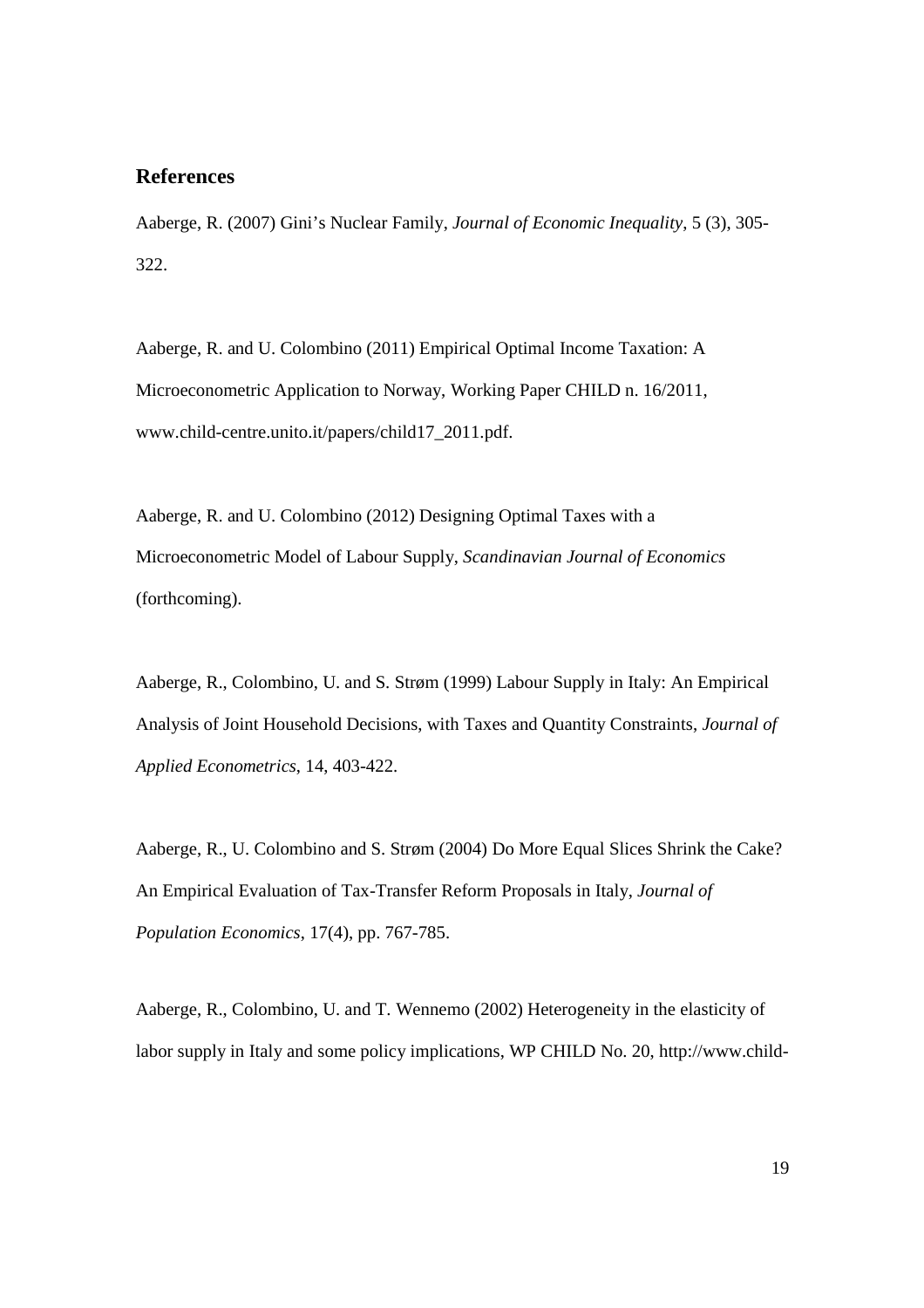## References

Aaberge, R. (2007) Gini's Nuclear Family, *Journal of Economic Inequality*, 5 (3), 305-322.

Aaberge, R. and U. Colombino (2011) Empirical Optimal Income Taxation: A Microeconometric Application to Norway, Working Paper CHILD n. 16/2011, www.child-centre.unito.it/papers/child17_2011.pdf.

Aaberge, R. and U. Colombino (2012) Designing Optimal Taxes with a Microeconometric Model of Labour Supply, *Scandinavian Journal of Economics* (forthcoming).

Aaberge, R., Colombino, U. and S. Strøm (1999) Labour Supply in Italy: An Empirical Analysis of Joint Household Decisions, with Taxes and Quantity Constraints, *Journal of Applied Econometrics*, 14, 403-422.

Aaberge, R., U. Colombino and S. Strøm (2004) Do More Equal Slices Shrink the Cake? An Empirical Evaluation of Tax-Transfer Reform Proposals in Italy, *Journal of Population Economics*, 17(4), pp. 767-785.

Aaberge, R., Colombino, U. and T. Wennemo (2002) Heterogeneity in the elasticity of labor supply in Italy and some policy implications, WP CHILD No. 20, http://www.child-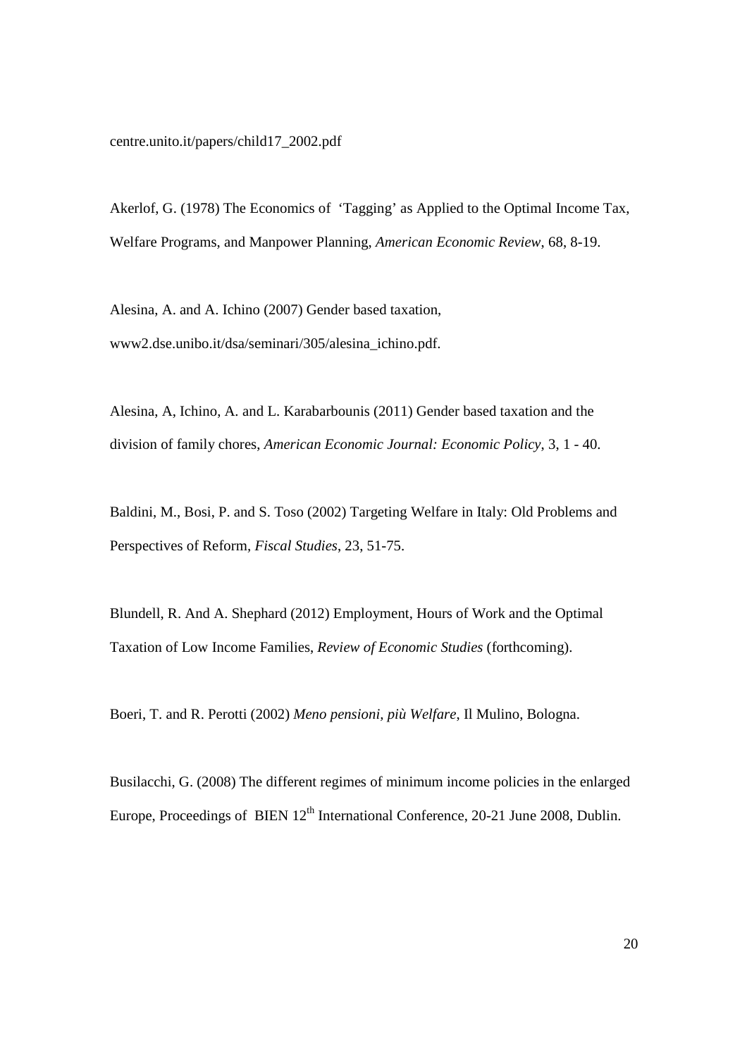centre.unito.it/papers/child17_2002.pdf

Akerlof, G. (1978) The Economics of 'Tagging' as Applied to the Optimal Income Tax, Welfare Programs, and Manpower Planning, *American Economic Review*, 68, 8-19.

Alesina, A. and A. Ichino (2007) Gender based taxation, www2.dse.unibo.it/dsa/seminari/305/alesina_ichino.pdf.

Alesina, A, Ichino, A. and L. Karabarbounis (2011) Gender based taxation and the division of family chores, *American Economic Journal: Economic Policy*, 3, 1 - 40.

Baldini, M., Bosi, P. and S. Toso (2002) Targeting Welfare in Italy: Old Problems and Perspectives of Reform, *Fiscal Studies*, 23, 51-75.

Blundell, R. And A. Shephard (2012) Employment, Hours of Work and the Optimal Taxation of Low Income Families, *Review of Economic Studies* (forthcoming).

Boeri, T. and R. Perotti (2002) *Meno pensioni, più Welfare*, Il Mulino, Bologna.

Busilacchi, G. (2008) The different regimes of minimum income policies in the enlarged Europe, Proceedings of BIEN 12th International Conference, 20-21 June 2008, Dublin.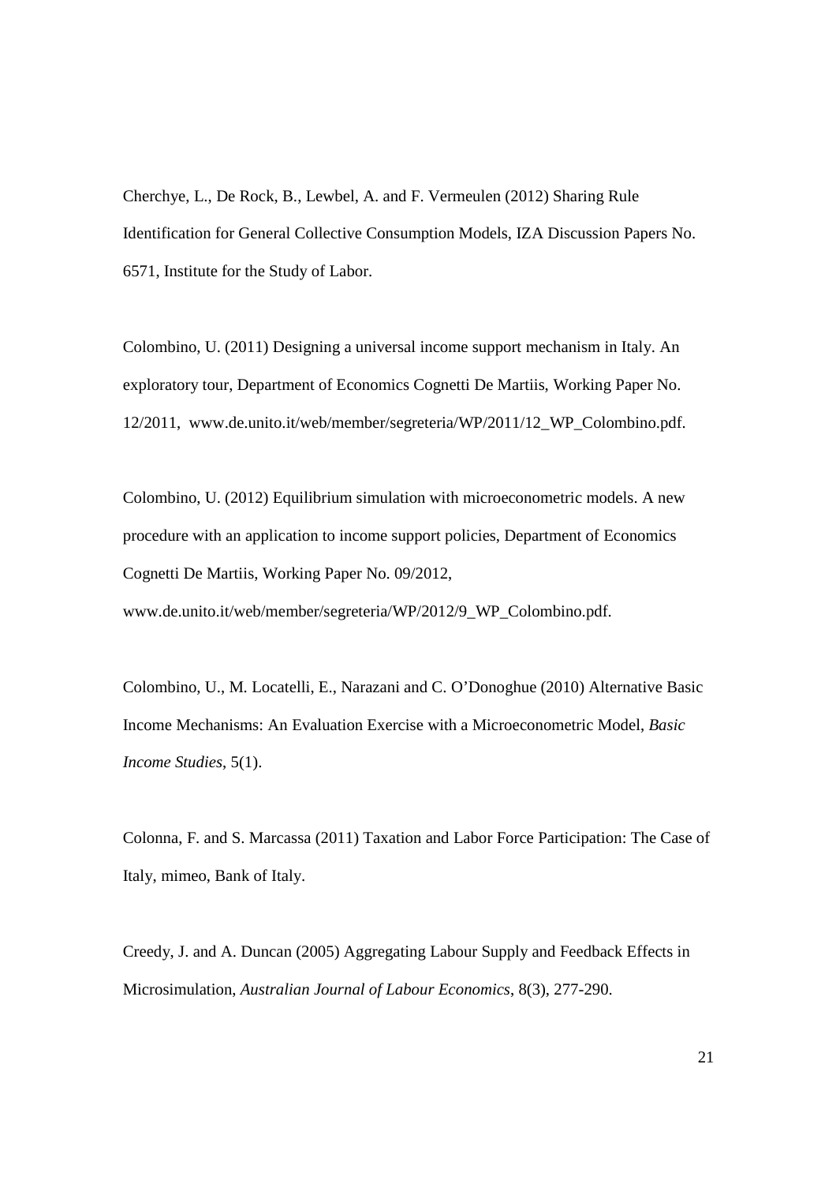Cherchye, L., De Rock, B., Lewbel, A. and F. Vermeulen (2012) Sharing Rule Identification for General Collective Consumption Models, IZA Discussion Papers No. 6571, Institute for the Study of Labor.

Colombino, U. (2011) Designing a universal income support mechanism in Italy. An exploratory tour, Department of Economics Cognetti De Martiis, Working Paper No. 12/2011, www.de.unito.it/web/member/segreteria/WP/2011/12_WP_Colombino.pdf.

Colombino, U. (2012) Equilibrium simulation with microeconometric models. A new procedure with an application to income support policies, Department of Economics Cognetti De Martiis, Working Paper No. 09/2012, www.de.unito.it/web/member/segreteria/WP/2012/9_WP_Colombino.pdf.

Colombino, U., M. Locatelli, E., Narazani and C. O'Donoghue (2010) Alternative Basic Income Mechanisms: An Evaluation Exercise with a Microeconometric Model, *Basic Income Studies*, 5(1).

Colonna, F. and S. Marcassa (2011) Taxation and Labor Force Participation: The Case of Italy, mimeo, Bank of Italy.

Creedy, J. and A. Duncan (2005) Aggregating Labour Supply and Feedback Effects in Microsimulation, *Australian Journal of Labour Economics*, 8(3), 277-290.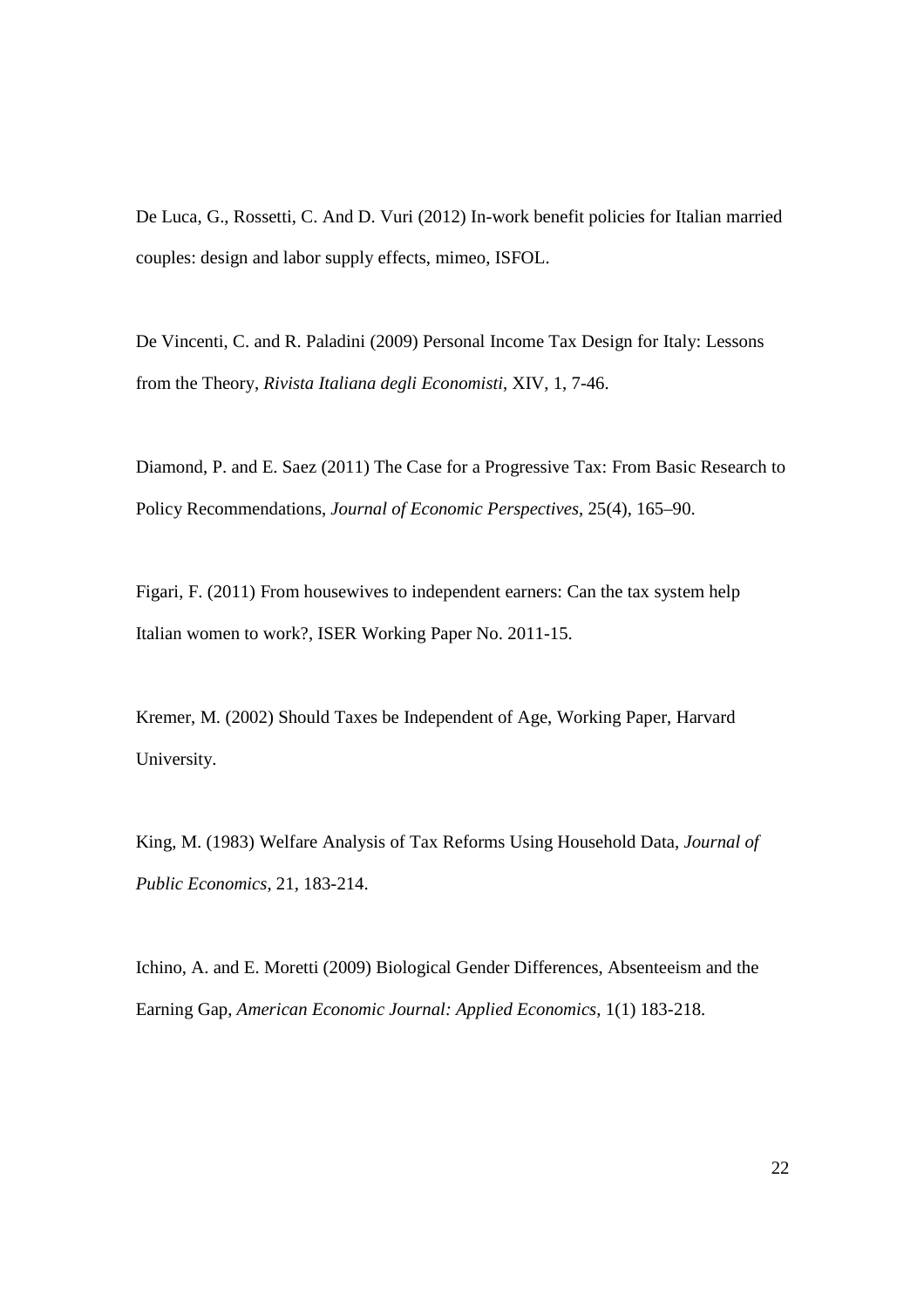De Luca, G., Rossetti, C. And D. Vuri (2012) In-work benefit policies for Italian married couples: design and labor supply effects, mimeo, ISFOL.

De Vincenti, C. and R. Paladini (2009) Personal Income Tax Design for Italy: Lessons from the Theory, *Rivista Italiana degli Economisti*, XIV, 1, 7-46.

Diamond, P. and E. Saez (2011) The Case for a Progressive Tax: From Basic Research to Policy Recommendations, *Journal of Economic Perspectives*, 25(4), 165–90.

Figari, F. (2011) From housewives to independent earners: Can the tax system help Italian women to work?, ISER Working Paper No. 2011-15.

Kremer, M. (2002) Should Taxes be Independent of Age, Working Paper, Harvard University.

King, M. (1983) Welfare Analysis of Tax Reforms Using Household Data, *Journal of Public Economics*, 21, 183-214.

Ichino, A. and E. Moretti (2009) Biological Gender Differences, Absenteeism and the Earning Gap, *American Economic Journal: Applied Economics*, 1(1) 183-218.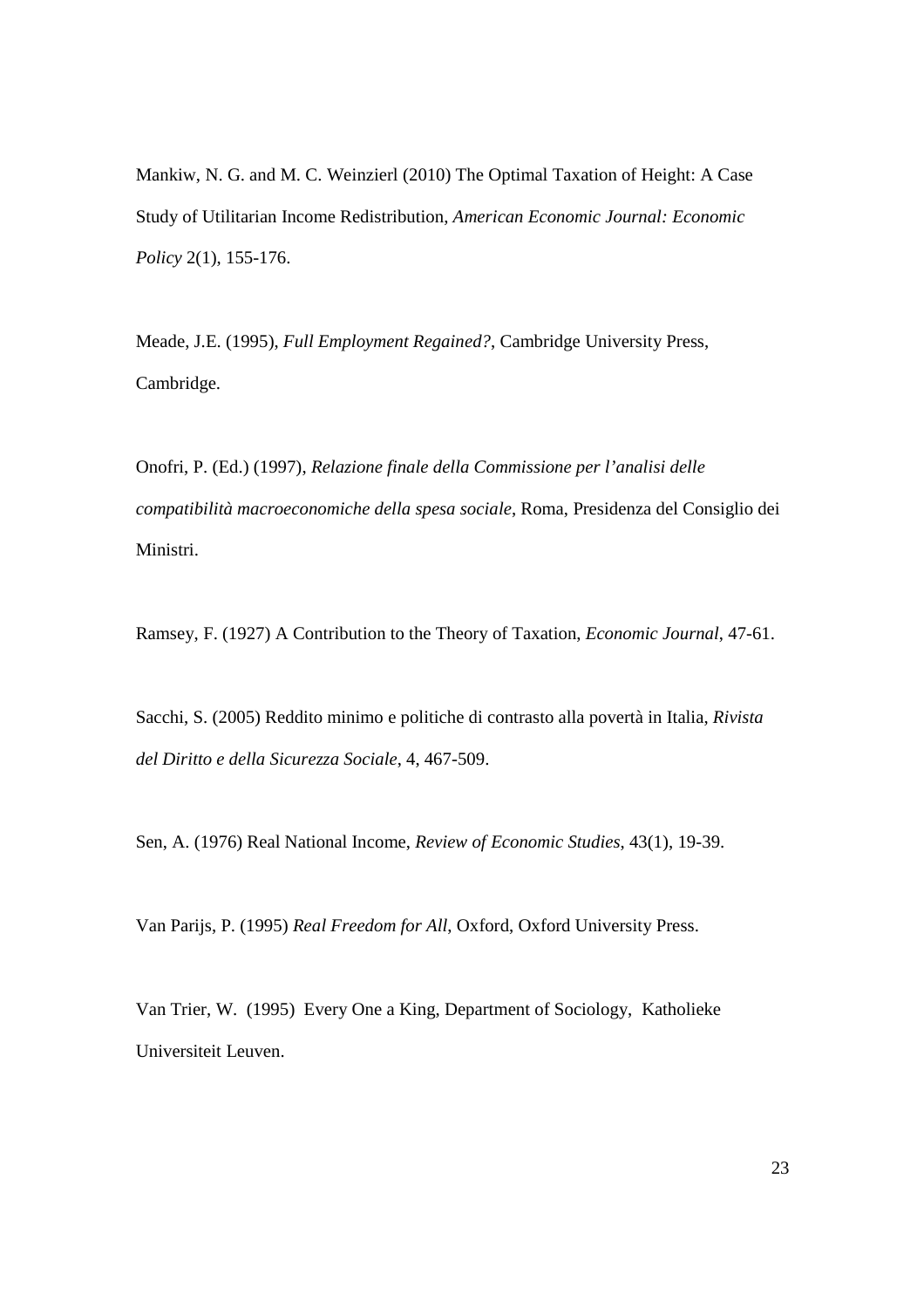Mankiw, N. G. and M. C. Weinzierl (2010) The Optimal Taxation of Height: A Case Study of Utilitarian Income Redistribution, *American Economic Journal: Economic Policy* 2(1), 155-176.

Meade, J.E. (1995), *Full Employment Regained?*, Cambridge University Press, Cambridge.

Onofri, P. (Ed.) (1997), *Relazione finale della Commissione per l'analisi delle compatibilità macroeconomiche della spesa sociale*, Roma, Presidenza del Consiglio dei Ministri.

Ramsey, F. (1927) A Contribution to the Theory of Taxation, *Economic Journal*, 47-61.

Sacchi, S. (2005) Reddito minimo e politiche di contrasto alla povertà in Italia, *Rivista del Diritto e della Sicurezza Sociale*, 4, 467-509.

Sen, A. (1976) Real National Income, *Review of Economic Studies*, 43(1), 19-39.

Van Parijs, P. (1995) *Real Freedom for All*, Oxford, Oxford University Press.

Van Trier, W. (1995) Every One a King, Department of Sociology, Katholieke Universiteit Leuven.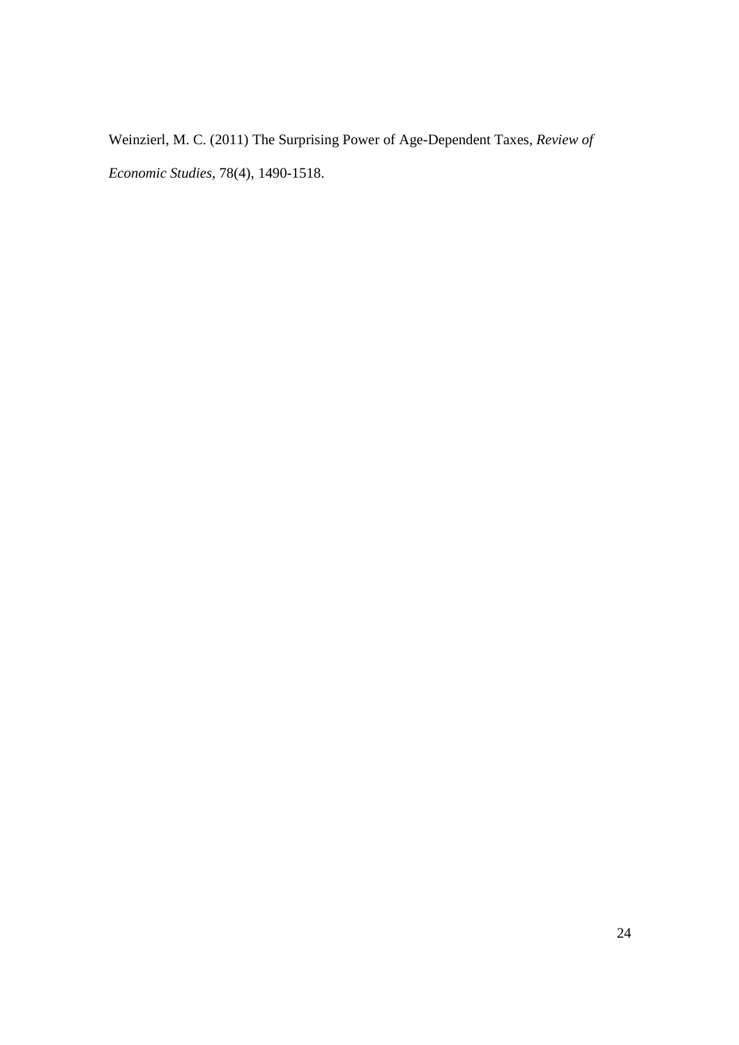Weinzierl, M. C. (2011) The Surprising Power of Age-Dependent Taxes, *Review of Economic Studies*, 78(4), 1490-1518.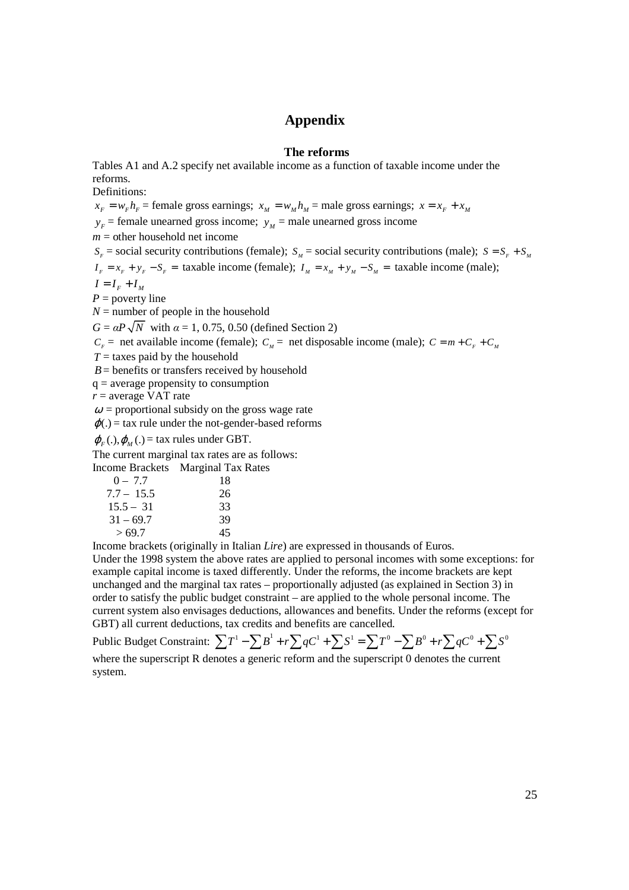# Appendix

### The reforms

Tables A1 and A.2 specify net available income as a function of taxable income under the reforms.

Definitions:

$x_F = w_F h_F$ = female gross earnings; $x_M = w_M h_M$ = male gross earnings; $x = x_F + x_M$

$y_F$ = female unearned gross income; $y_M$ = male unearned gross income

$m$ = other household net income

$S_F$ = social security contributions (female); $S_M$ = social security contributions (male); $S = S_F + S_M$

$I_F = x_F + y_F - S_F =$ taxable income (female); $I_M = x_M + y_M - S_M =$ taxable income (male);

$I = I_F + I_M$

$P$ = poverty line

$N$ = number of people in the household

$G = \alpha P\sqrt{N}$ with $\alpha$ = 1, 0.75, 0.50 (defined Section 2)

$C_F =$ net available income (female); $C_M =$ net disposable income (male); $C = m + C_F + C_M$

$T$ = taxes paid by the household

$B$ = benefits or transfers received by household

q = average propensity to consumption

$r$ = average VAT rate

$\omega$ = proportional subsidy on the gross wage rate

$\varphi(.)$ = tax rule under the not-gender-based reforms

$\varphi_F(.), \varphi_M(.)$ = tax rules under GBT.

The current marginal tax rates are as follows:

| Income Brackets | Marginal Tax Rates |
|---|---|
| 0 – 7.7 | 18 |
| 7.7 – 15.5 | 26 |
| 15.5 – 31 | 33 |
| 31 – 69.7 | 39 |
| > 69.7 | 45 |

Income brackets (originally in Italian *Lire*) are expressed in thousands of Euros.

Under the 1998 system the above rates are applied to personal incomes with some exceptions: for example capital income is taxed differently. Under the reforms, the income brackets are kept unchanged and the marginal tax rates – proportionally adjusted (as explained in Section 3) in order to satisfy the public budget constraint – are applied to the whole personal income. The current system also envisages deductions, allowances and benefits. Under the reforms (except for GBT) all current deductions, tax credits and benefits are cancelled.

Public Budget Constraint: $\sum T^1 - \sum B^1 + r\sum qC^1 + \sum S^1 = \sum T^0 - \sum B^0 + r\sum qC^0 + \sum S^0$

where the superscript R denotes a generic reform and the superscript 0 denotes the current system.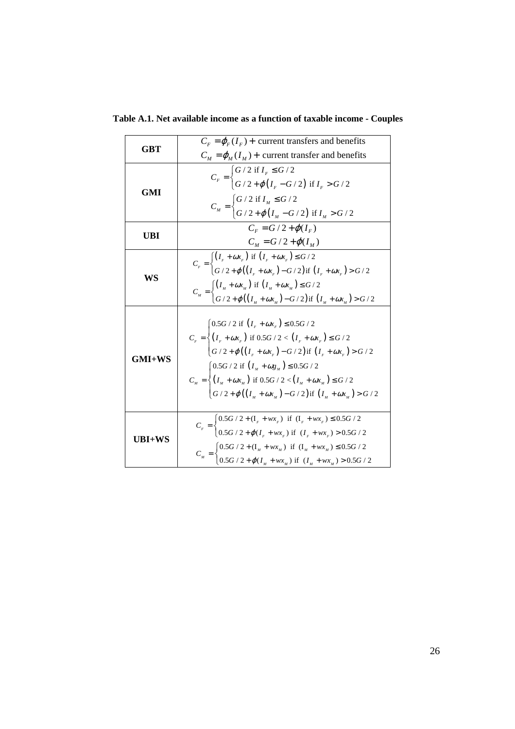**Table A.1. Net available income as a function of taxable income - Couples**

| | |
|---|---|
| **GBT** | $C_F = \varphi_F(I_F) +$ current transfers and benefits <br> $C_M = \varphi_M(I_M) +$ current transfer and benefits |
| **GMI** | $C_F = \begin{cases} G/2 \text{ if } I_F \leq G/2 \\ G/2 + \varphi\left(I_F - G/2\right) \text{ if } I_F > G/2 \end{cases}$ <br> $C_M = \begin{cases} G/2 \text{ if } I_M \leq G/2 \\ G/2 + \varphi\left(I_M - G/2\right) \text{ if } I_M > G/2 \end{cases}$ |
| **UBI** | $C_F = G/2 + \varphi(I_F)$ <br> $C_M = G/2 + \varphi(I_M)$ |
| **WS** | $C_F = \begin{cases} \left(I_F + \omega x_F\right) \text{ if } \left(I_F + \omega x_F\right) \leq G/2 \\ G/2 + \varphi\left(\left(I_F + \omega x_F\right) - G/2\right) \text{if } \left(I_F + \omega x_F\right) > G/2 \end{cases}$ <br> $C_M = \begin{cases} \left(I_M + \omega x_M\right) \text{ if } \left(I_M + \omega x_M\right) \leq G/2 \\ G/2 + \varphi\left(\left(I_M + \omega x_M\right) - G/2\right) \text{if } \left(I_M + \omega x_M\right) > G/2 \end{cases}$ |
| **GMI+WS** | $C_F = \begin{cases} 0.5G/2 \text{ if } \left(I_F + \omega x_F\right) \leq 0.5G/2 \\ \left(I_F + \omega x_F\right) \text{ if } 0.5G/2 < \left(I_F + \omega x_F\right) \leq G/2 \\ G/2 + \varphi\left(\left(I_F + \omega x_F\right) - G/2\right) \text{if } \left(I_F + \omega x_F\right) > G/2 \end{cases}$ <br> $C_M = \begin{cases} 0.5G/2 \text{ if } \left(I_M + \omega g_M\right) \leq 0.5G/2 \\ \left(I_M + \omega x_M\right) \text{ if } 0.5G/2 < \left(I_M + \omega x_M\right) \leq G/2 \\ G/2 + \varphi\left(\left(I_M + \omega x_M\right) - G/2\right) \text{if } \left(I_M + \omega x_M\right) > G/2 \end{cases}$ |
| **UBI+WS** | $C_F = \begin{cases} 0.5G/2 + (\text{I}_F + wx_F) \text{ if } (\text{I}_F + wx_F) \leq 0.5G/2 \\ 0.5G/2 + \varphi(I_F + wx_F) \text{ if } (I_F + wx_F) > 0.5G/2 \end{cases}$ <br> $C_M = \begin{cases} 0.5G/2 + (\text{I}_M + wx_M) \text{ if } (\text{I}_M + wx_M) \leq 0.5G/2 \\ 0.5G/2 + \varphi(I_M + wx_M) \text{ if } (I_M + wx_M) > 0.5G/2 \end{cases}$ |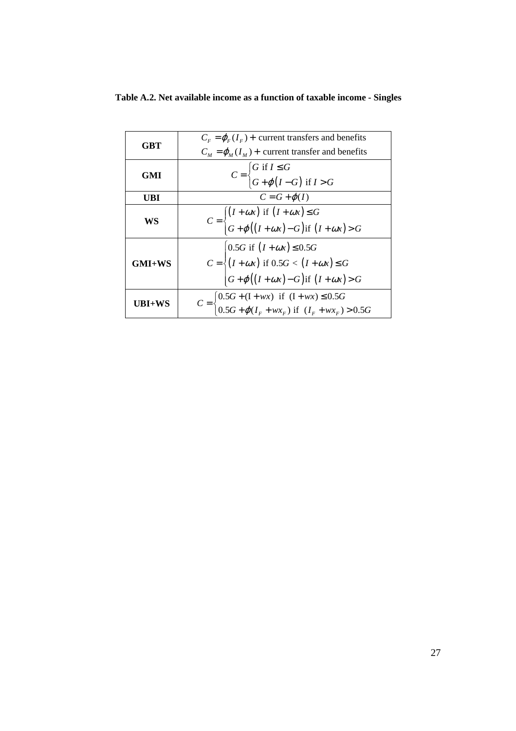**Table A.2. Net available income as a function of taxable income - Singles**

| | |
|---|---|
| **GBT** | $C_F = \varphi_F(I_F) +$ current transfers and benefits<br>$C_M = \varphi_M(I_M) +$ current transfer and benefits |
| **GMI** | $C = \begin{cases} G \text{ if } I \leq G \\ G + \varphi(I - G) \text{ if } I > G \end{cases}$ |
| **UBI** | $C = G + \varphi(I)$ |
| **WS** | $C = \begin{cases} (I + \omega x) \text{ if } (I + \omega x) \leq G \\ G + \varphi((I + \omega x) - G) \text{if } (I + \omega x) > G \end{cases}$ |
| **GMI+WS** | $C = \begin{cases} 0.5G \text{ if } (I + \omega x) \leq 0.5G \\ (I + \omega x) \text{ if } 0.5G < (I + \omega x) \leq G \\ G + \varphi((I + \omega x) - G) \text{if } (I + \omega x) > G \end{cases}$ |
| **UBI+WS** | $C = \begin{cases} 0.5G + (\mathrm{I} + wx) \text{ if } (\mathrm{I} + wx) \leq 0.5G \\ 0.5G + \varphi(I_F + wx_F) \text{ if } (I_F + wx_F) > 0.5G \end{cases}$ |